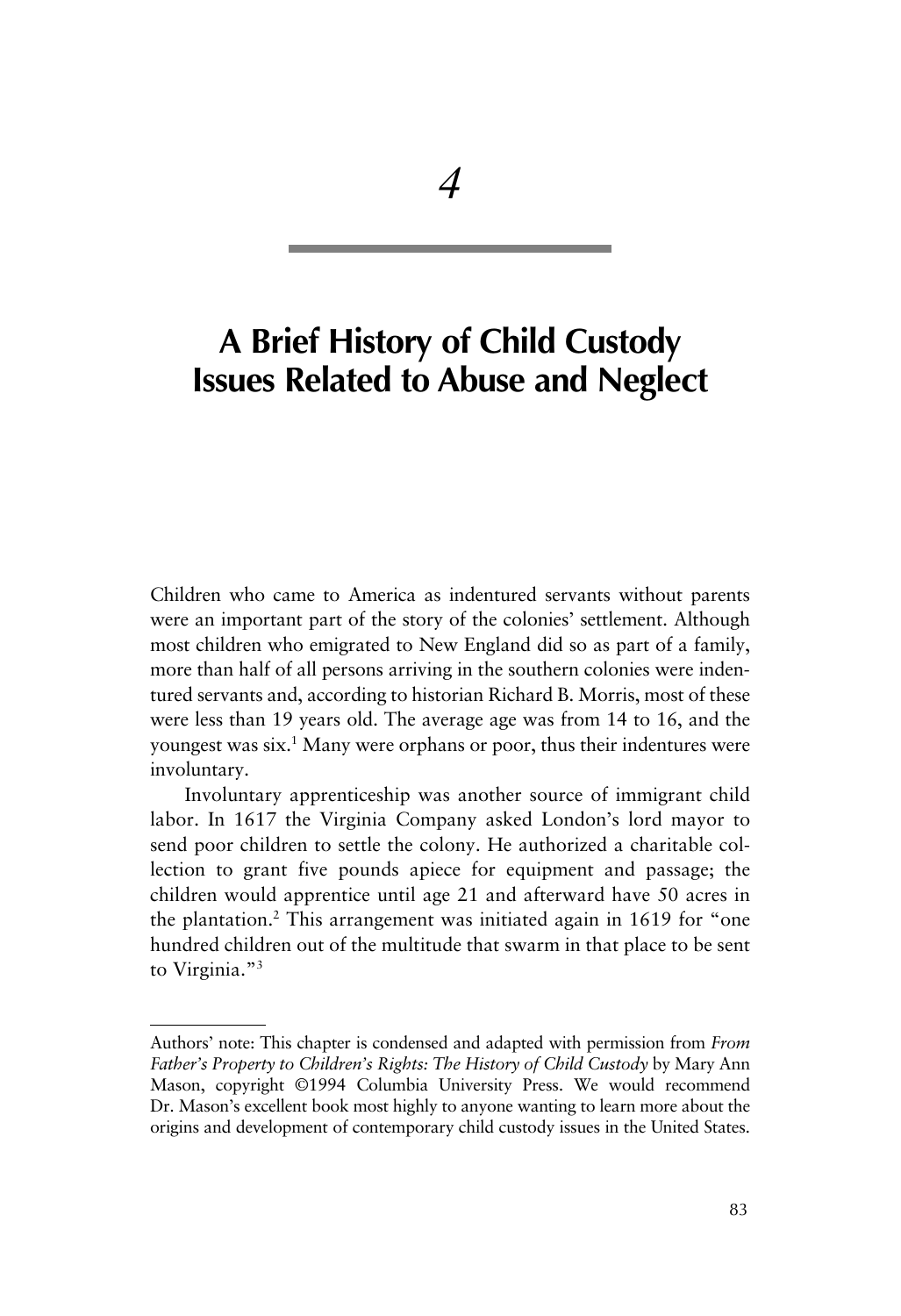# 4

# A Brief History of Child Custody Issues Related to Abuse and Neglect

Children who came to America as indentured servants without parents were an important part of the story of the colonies' settlement. Although most children who emigrated to New England did so as part of a family, more than half of all persons arriving in the southern colonies were indentured servants and, according to historian Richard B. Morris, most of these were less than 19 years old. The average age was from 14 to 16, and the youngest was six.[1] Many were orphans or poor, thus their indentures were involuntary.

Involuntary apprenticeship was another source of immigrant child labor. In 1617 the Virginia Company asked London's lord mayor to send poor children to settle the colony. He authorized a charitable collection to grant five pounds apiece for equipment and passage; the children would apprentice until age 21 and afterward have 50 acres in the plantation.[2] This arrangement was initiated again in 1619 for "one hundred children out of the multitude that swarm in that place to be sent to Virginia."[3]

---

Authors' note: This chapter is condensed and adapted with permission from *From Father's Property to Children's Rights: The History of Child Custody* by Mary Ann Mason, copyright ©1994 Columbia University Press. We would recommend Dr. Mason's excellent book most highly to anyone wanting to learn more about the origins and development of contemporary child custody issues in the United States.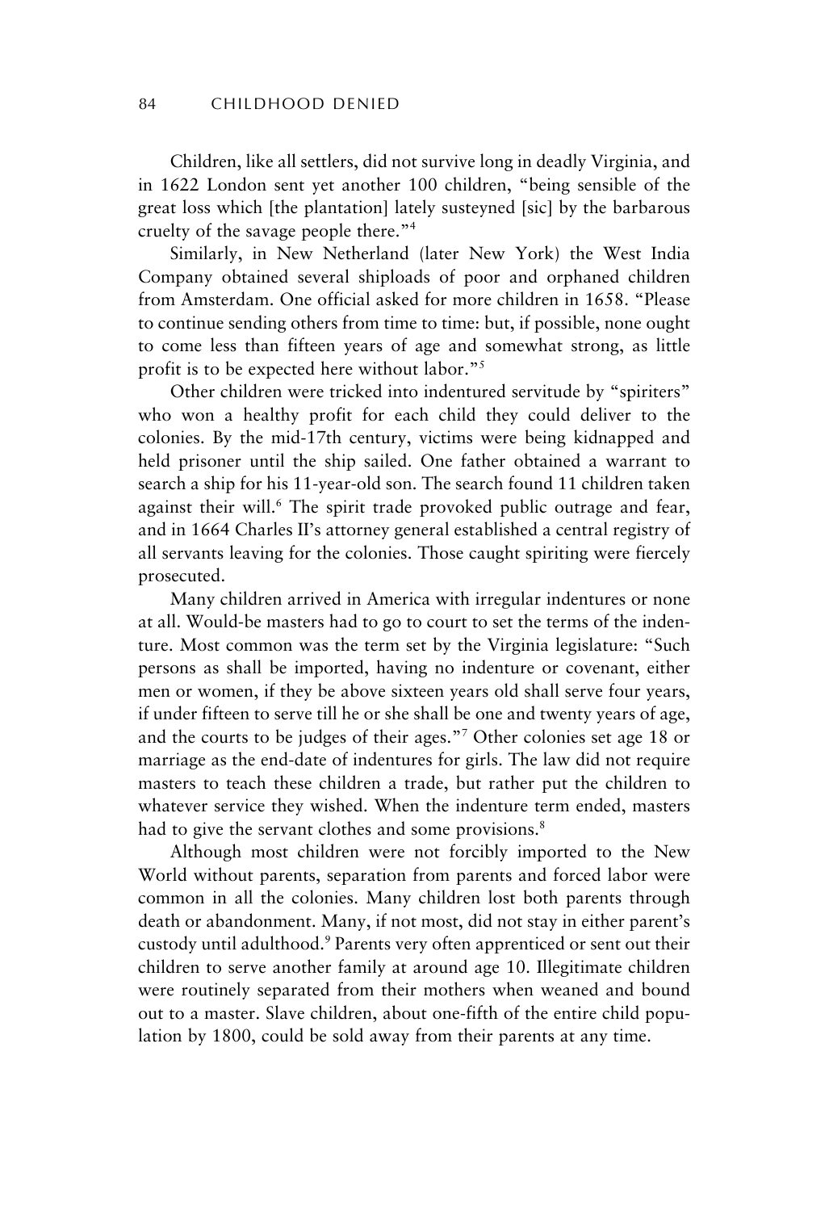Children, like all settlers, did not survive long in deadly Virginia, and in 1622 London sent yet another 100 children, "being sensible of the great loss which [the plantation] lately susteyned [sic] by the barbarous cruelty of the savage people there."[4]

Similarly, in New Netherland (later New York) the West India Company obtained several shiploads of poor and orphaned children from Amsterdam. One official asked for more children in 1658. "Please to continue sending others from time to time: but, if possible, none ought to come less than fifteen years of age and somewhat strong, as little profit is to be expected here without labor."[5]

Other children were tricked into indentured servitude by "spiriters" who won a healthy profit for each child they could deliver to the colonies. By the mid-17th century, victims were being kidnapped and held prisoner until the ship sailed. One father obtained a warrant to search a ship for his 11-year-old son. The search found 11 children taken against their will.[6] The spirit trade provoked public outrage and fear, and in 1664 Charles II's attorney general established a central registry of all servants leaving for the colonies. Those caught spiriting were fiercely prosecuted.

Many children arrived in America with irregular indentures or none at all. Would-be masters had to go to court to set the terms of the indenture. Most common was the term set by the Virginia legislature: "Such persons as shall be imported, having no indenture or covenant, either men or women, if they be above sixteen years old shall serve four years, if under fifteen to serve till he or she shall be one and twenty years of age, and the courts to be judges of their ages."[7] Other colonies set age 18 or marriage as the end-date of indentures for girls. The law did not require masters to teach these children a trade, but rather put the children to whatever service they wished. When the indenture term ended, masters had to give the servant clothes and some provisions.[8]

Although most children were not forcibly imported to the New World without parents, separation from parents and forced labor were common in all the colonies. Many children lost both parents through death or abandonment. Many, if not most, did not stay in either parent's custody until adulthood.[9] Parents very often apprenticed or sent out their children to serve another family at around age 10. Illegitimate children were routinely separated from their mothers when weaned and bound out to a master. Slave children, about one-fifth of the entire child population by 1800, could be sold away from their parents at any time.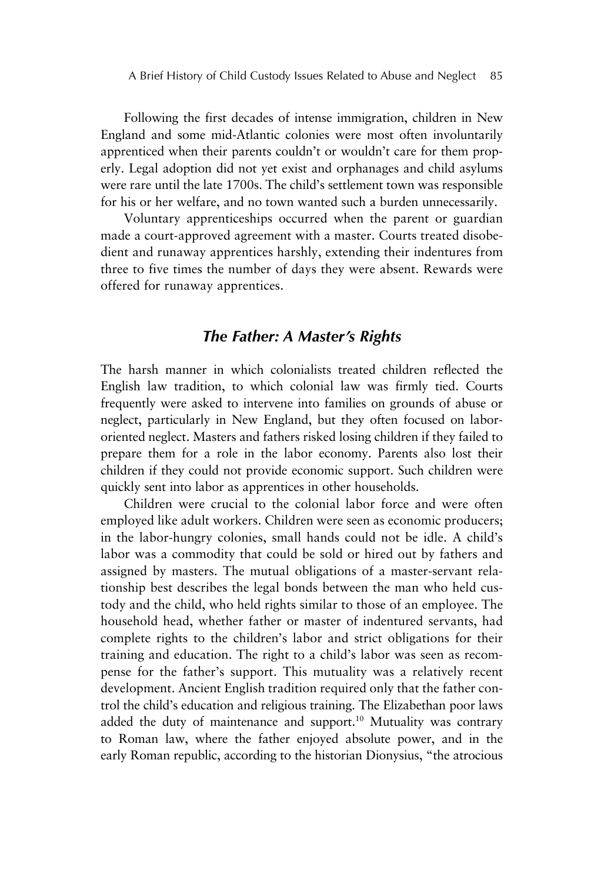Following the first decades of intense immigration, children in New England and some mid-Atlantic colonies were most often involuntarily apprenticed when their parents couldn't or wouldn't care for them properly. Legal adoption did not yet exist and orphanages and child asylums were rare until the late 1700s. The child's settlement town was responsible for his or her welfare, and no town wanted such a burden unnecessarily.

Voluntary apprenticeships occurred when the parent or guardian made a court-approved agreement with a master. Courts treated disobedient and runaway apprentices harshly, extending their indentures from three to five times the number of days they were absent. Rewards were offered for runaway apprentices.

## *The Father: A Master's Rights*

The harsh manner in which colonialists treated children reflected the English law tradition, to which colonial law was firmly tied. Courts frequently were asked to intervene into families on grounds of abuse or neglect, particularly in New England, but they often focused on labor-oriented neglect. Masters and fathers risked losing children if they failed to prepare them for a role in the labor economy. Parents also lost their children if they could not provide economic support. Such children were quickly sent into labor as apprentices in other households.

Children were crucial to the colonial labor force and were often employed like adult workers. Children were seen as economic producers; in the labor-hungry colonies, small hands could not be idle. A child's labor was a commodity that could be sold or hired out by fathers and assigned by masters. The mutual obligations of a master-servant relationship best describes the legal bonds between the man who held custody and the child, who held rights similar to those of an employee. The household head, whether father or master of indentured servants, had complete rights to the children's labor and strict obligations for their training and education. The right to a child's labor was seen as recompense for the father's support. This mutuality was a relatively recent development. Ancient English tradition required only that the father control the child's education and religious training. The Elizabethan poor laws added the duty of maintenance and support.[10] Mutuality was contrary to Roman law, where the father enjoyed absolute power, and in the early Roman republic, according to the historian Dionysius, "the atrocious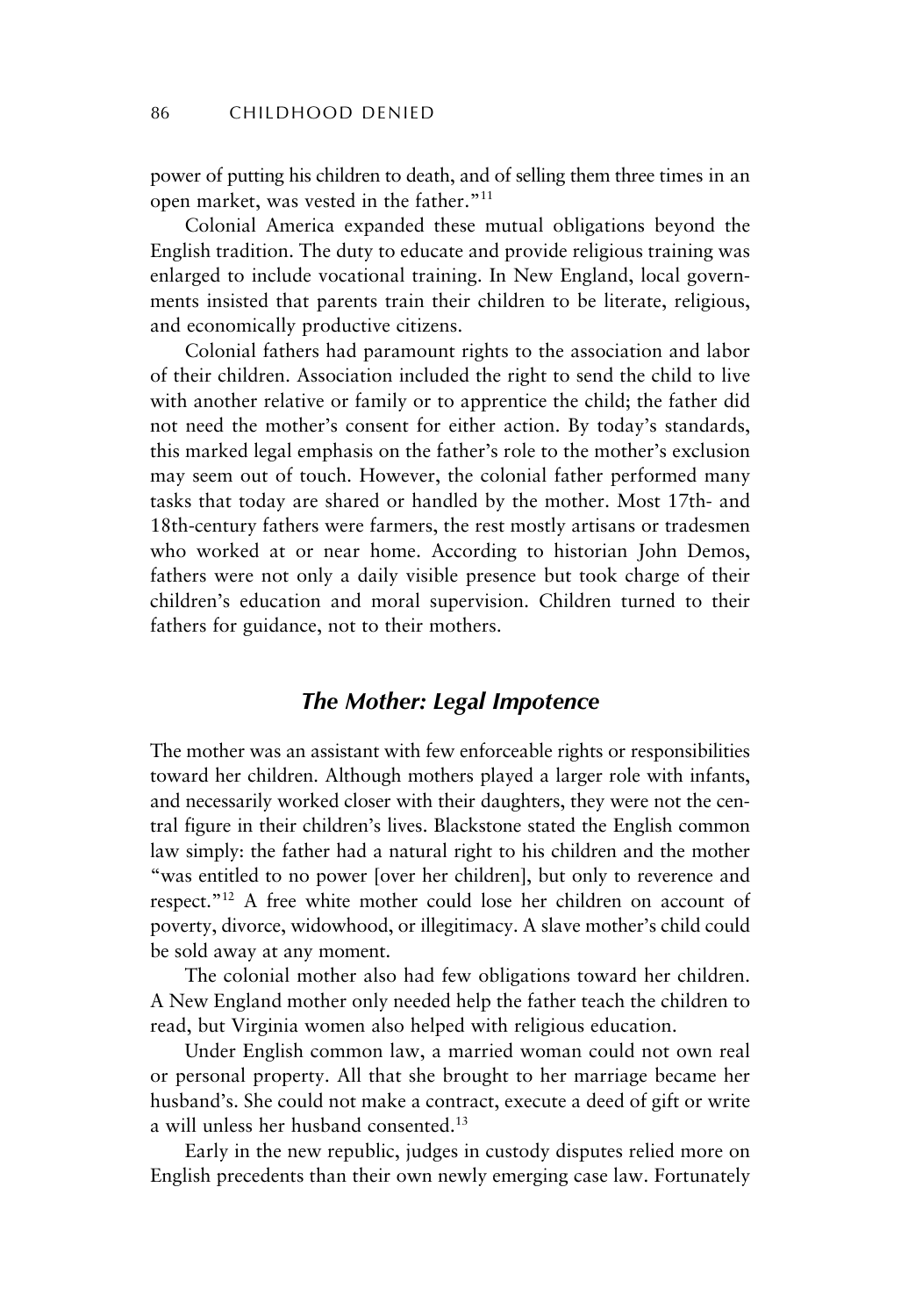power of putting his children to death, and of selling them three times in an open market, was vested in the father."[11]

Colonial America expanded these mutual obligations beyond the English tradition. The duty to educate and provide religious training was enlarged to include vocational training. In New England, local governments insisted that parents train their children to be literate, religious, and economically productive citizens.

Colonial fathers had paramount rights to the association and labor of their children. Association included the right to send the child to live with another relative or family or to apprentice the child; the father did not need the mother's consent for either action. By today's standards, this marked legal emphasis on the father's role to the mother's exclusion may seem out of touch. However, the colonial father performed many tasks that today are shared or handled by the mother. Most 17th- and 18th-century fathers were farmers, the rest mostly artisans or tradesmen who worked at or near home. According to historian John Demos, fathers were not only a daily visible presence but took charge of their children's education and moral supervision. Children turned to their fathers for guidance, not to their mothers.

## *The Mother: Legal Impotence*

The mother was an assistant with few enforceable rights or responsibilities toward her children. Although mothers played a larger role with infants, and necessarily worked closer with their daughters, they were not the central figure in their children's lives. Blackstone stated the English common law simply: the father had a natural right to his children and the mother "was entitled to no power [over her children], but only to reverence and respect."[12] A free white mother could lose her children on account of poverty, divorce, widowhood, or illegitimacy. A slave mother's child could be sold away at any moment.

The colonial mother also had few obligations toward her children. A New England mother only needed help the father teach the children to read, but Virginia women also helped with religious education.

Under English common law, a married woman could not own real or personal property. All that she brought to her marriage became her husband's. She could not make a contract, execute a deed of gift or write a will unless her husband consented.[13]

Early in the new republic, judges in custody disputes relied more on English precedents than their own newly emerging case law. Fortunately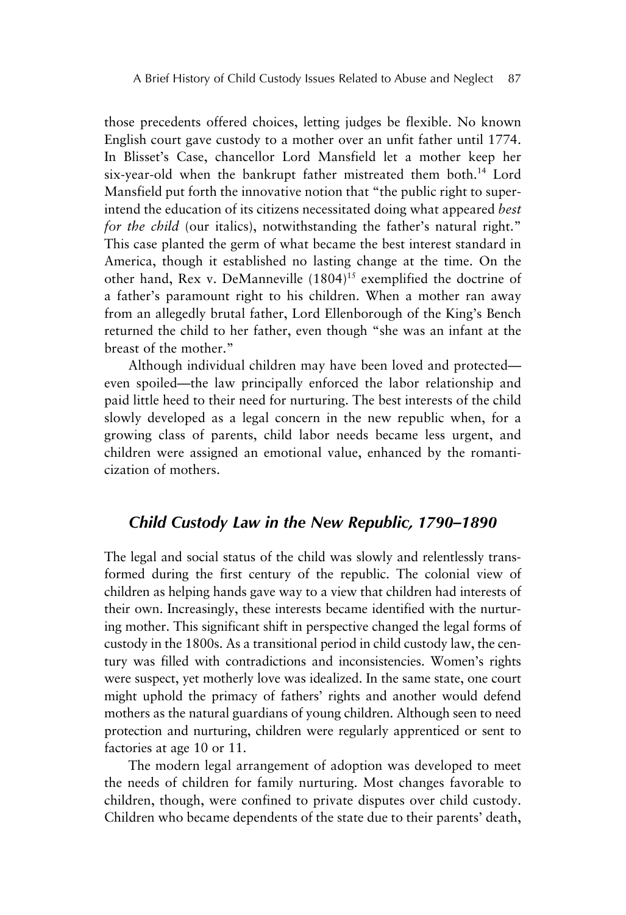those precedents offered choices, letting judges be flexible. No known English court gave custody to a mother over an unfit father until 1774. In Blisset's Case, chancellor Lord Mansfield let a mother keep her six-year-old when the bankrupt father mistreated them both.[14] Lord Mansfield put forth the innovative notion that "the public right to superintend the education of its citizens necessitated doing what appeared *best for the child* (our italics), notwithstanding the father's natural right." This case planted the germ of what became the best interest standard in America, though it established no lasting change at the time. On the other hand, Rex v. DeManneville (1804)[15] exemplified the doctrine of a father's paramount right to his children. When a mother ran away from an allegedly brutal father, Lord Ellenborough of the King's Bench returned the child to her father, even though "she was an infant at the breast of the mother."

Although individual children may have been loved and protected—even spoiled—the law principally enforced the labor relationship and paid little heed to their need for nurturing. The best interests of the child slowly developed as a legal concern in the new republic when, for a growing class of parents, child labor needs became less urgent, and children were assigned an emotional value, enhanced by the romanticization of mothers.

## *Child Custody Law in the New Republic, 1790–1890*

The legal and social status of the child was slowly and relentlessly transformed during the first century of the republic. The colonial view of children as helping hands gave way to a view that children had interests of their own. Increasingly, these interests became identified with the nurturing mother. This significant shift in perspective changed the legal forms of custody in the 1800s. As a transitional period in child custody law, the century was filled with contradictions and inconsistencies. Women's rights were suspect, yet motherly love was idealized. In the same state, one court might uphold the primacy of fathers' rights and another would defend mothers as the natural guardians of young children. Although seen to need protection and nurturing, children were regularly apprenticed or sent to factories at age 10 or 11.

The modern legal arrangement of adoption was developed to meet the needs of children for family nurturing. Most changes favorable to children, though, were confined to private disputes over child custody. Children who became dependents of the state due to their parents' death,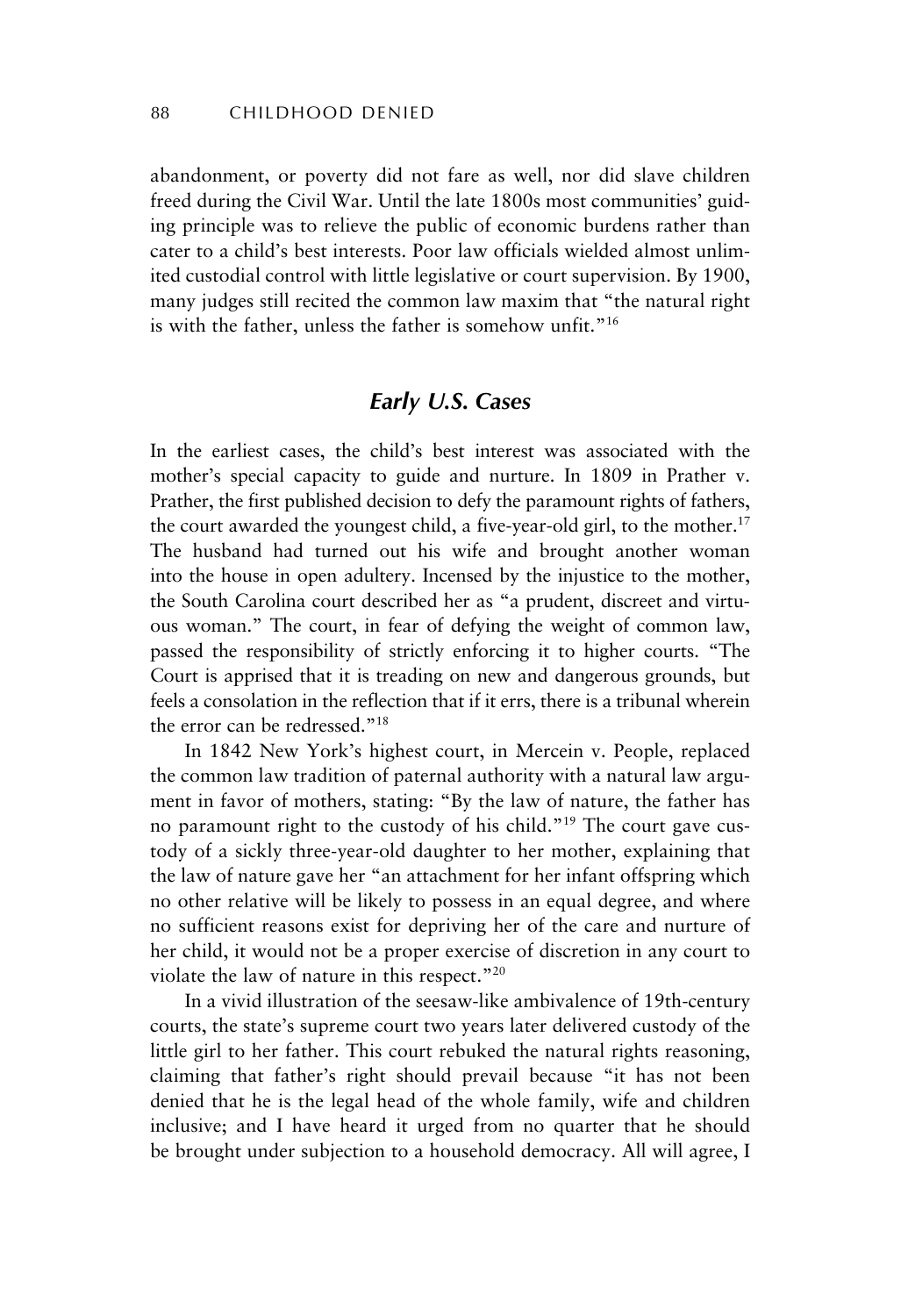abandonment, or poverty did not fare as well, nor did slave children freed during the Civil War. Until the late 1800s most communities' guiding principle was to relieve the public of economic burdens rather than cater to a child's best interests. Poor law officials wielded almost unlimited custodial control with little legislative or court supervision. By 1900, many judges still recited the common law maxim that "the natural right is with the father, unless the father is somehow unfit."[16]

## *Early U.S. Cases*

In the earliest cases, the child's best interest was associated with the mother's special capacity to guide and nurture. In 1809 in Prather v. Prather, the first published decision to defy the paramount rights of fathers, the court awarded the youngest child, a five-year-old girl, to the mother.[17] The husband had turned out his wife and brought another woman into the house in open adultery. Incensed by the injustice to the mother, the South Carolina court described her as "a prudent, discreet and virtuous woman." The court, in fear of defying the weight of common law, passed the responsibility of strictly enforcing it to higher courts. "The Court is apprised that it is treading on new and dangerous grounds, but feels a consolation in the reflection that if it errs, there is a tribunal wherein the error can be redressed."[18]

In 1842 New York's highest court, in Mercein v. People, replaced the common law tradition of paternal authority with a natural law argument in favor of mothers, stating: "By the law of nature, the father has no paramount right to the custody of his child."[19] The court gave custody of a sickly three-year-old daughter to her mother, explaining that the law of nature gave her "an attachment for her infant offspring which no other relative will be likely to possess in an equal degree, and where no sufficient reasons exist for depriving her of the care and nurture of her child, it would not be a proper exercise of discretion in any court to violate the law of nature in this respect."[20]

In a vivid illustration of the seesaw-like ambivalence of 19th-century courts, the state's supreme court two years later delivered custody of the little girl to her father. This court rebuked the natural rights reasoning, claiming that father's right should prevail because "it has not been denied that he is the legal head of the whole family, wife and children inclusive; and I have heard it urged from no quarter that he should be brought under subjection to a household democracy. All will agree, I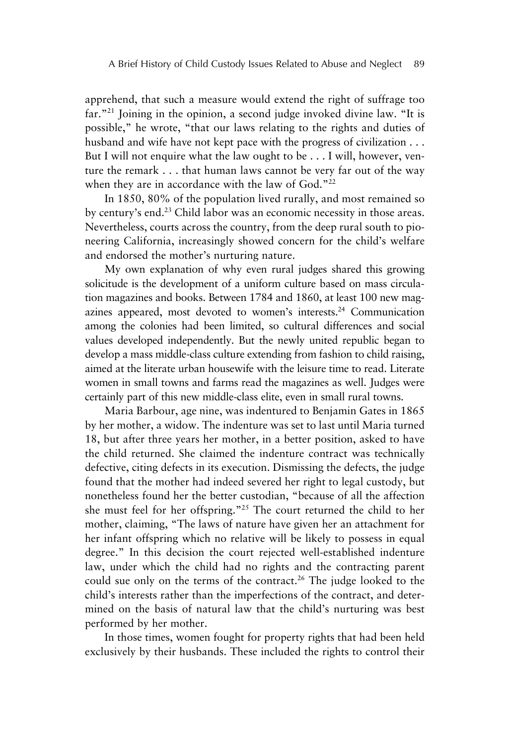apprehend, that such a measure would extend the right of suffrage too far."[21] Joining in the opinion, a second judge invoked divine law. "It is possible," he wrote, "that our laws relating to the rights and duties of husband and wife have not kept pace with the progress of civilization . . . But I will not enquire what the law ought to be . . . I will, however, venture the remark . . . that human laws cannot be very far out of the way when they are in accordance with the law of God."[22]

In 1850, 80% of the population lived rurally, and most remained so by century's end.[23] Child labor was an economic necessity in those areas. Nevertheless, courts across the country, from the deep rural south to pioneering California, increasingly showed concern for the child's welfare and endorsed the mother's nurturing nature.

My own explanation of why even rural judges shared this growing solicitude is the development of a uniform culture based on mass circulation magazines and books. Between 1784 and 1860, at least 100 new magazines appeared, most devoted to women's interests.[24] Communication among the colonies had been limited, so cultural differences and social values developed independently. But the newly united republic began to develop a mass middle-class culture extending from fashion to child raising, aimed at the literate urban housewife with the leisure time to read. Literate women in small towns and farms read the magazines as well. Judges were certainly part of this new middle-class elite, even in small rural towns.

Maria Barbour, age nine, was indentured to Benjamin Gates in 1865 by her mother, a widow. The indenture was set to last until Maria turned 18, but after three years her mother, in a better position, asked to have the child returned. She claimed the indenture contract was technically defective, citing defects in its execution. Dismissing the defects, the judge found that the mother had indeed severed her right to legal custody, but nonetheless found her the better custodian, "because of all the affection she must feel for her offspring."[25] The court returned the child to her mother, claiming, "The laws of nature have given her an attachment for her infant offspring which no relative will be likely to possess in equal degree." In this decision the court rejected well-established indenture law, under which the child had no rights and the contracting parent could sue only on the terms of the contract.[26] The judge looked to the child's interests rather than the imperfections of the contract, and determined on the basis of natural law that the child's nurturing was best performed by her mother.

In those times, women fought for property rights that had been held exclusively by their husbands. These included the rights to control their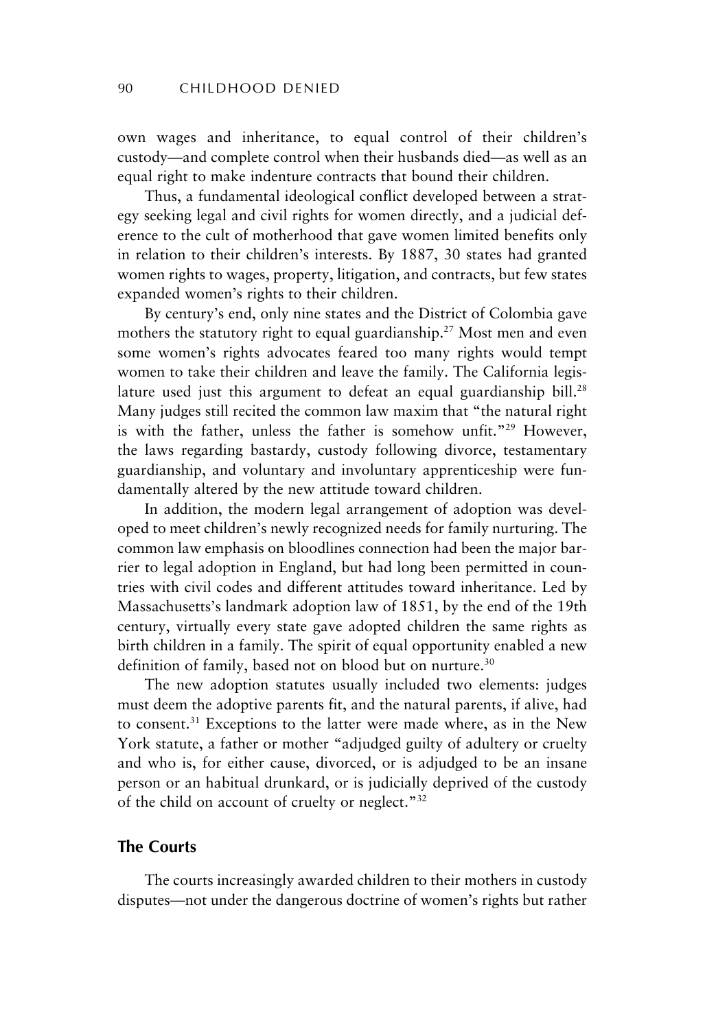own wages and inheritance, to equal control of their children's custody—and complete control when their husbands died—as well as an equal right to make indenture contracts that bound their children.

Thus, a fundamental ideological conflict developed between a strategy seeking legal and civil rights for women directly, and a judicial deference to the cult of motherhood that gave women limited benefits only in relation to their children's interests. By 1887, 30 states had granted women rights to wages, property, litigation, and contracts, but few states expanded women's rights to their children.

By century's end, only nine states and the District of Colombia gave mothers the statutory right to equal guardianship.[27] Most men and even some women's rights advocates feared too many rights would tempt women to take their children and leave the family. The California legislature used just this argument to defeat an equal guardianship bill.[28] Many judges still recited the common law maxim that "the natural right is with the father, unless the father is somehow unfit."[29] However, the laws regarding bastardy, custody following divorce, testamentary guardianship, and voluntary and involuntary apprenticeship were fundamentally altered by the new attitude toward children.

In addition, the modern legal arrangement of adoption was developed to meet children's newly recognized needs for family nurturing. The common law emphasis on bloodlines connection had been the major barrier to legal adoption in England, but had long been permitted in countries with civil codes and different attitudes toward inheritance. Led by Massachusetts's landmark adoption law of 1851, by the end of the 19th century, virtually every state gave adopted children the same rights as birth children in a family. The spirit of equal opportunity enabled a new definition of family, based not on blood but on nurture.[30]

The new adoption statutes usually included two elements: judges must deem the adoptive parents fit, and the natural parents, if alive, had to consent.[31] Exceptions to the latter were made where, as in the New York statute, a father or mother "adjudged guilty of adultery or cruelty and who is, for either cause, divorced, or is adjudged to be an insane person or an habitual drunkard, or is judicially deprived of the custody of the child on account of cruelty or neglect."[32]

## The Courts

The courts increasingly awarded children to their mothers in custody disputes—not under the dangerous doctrine of women's rights but rather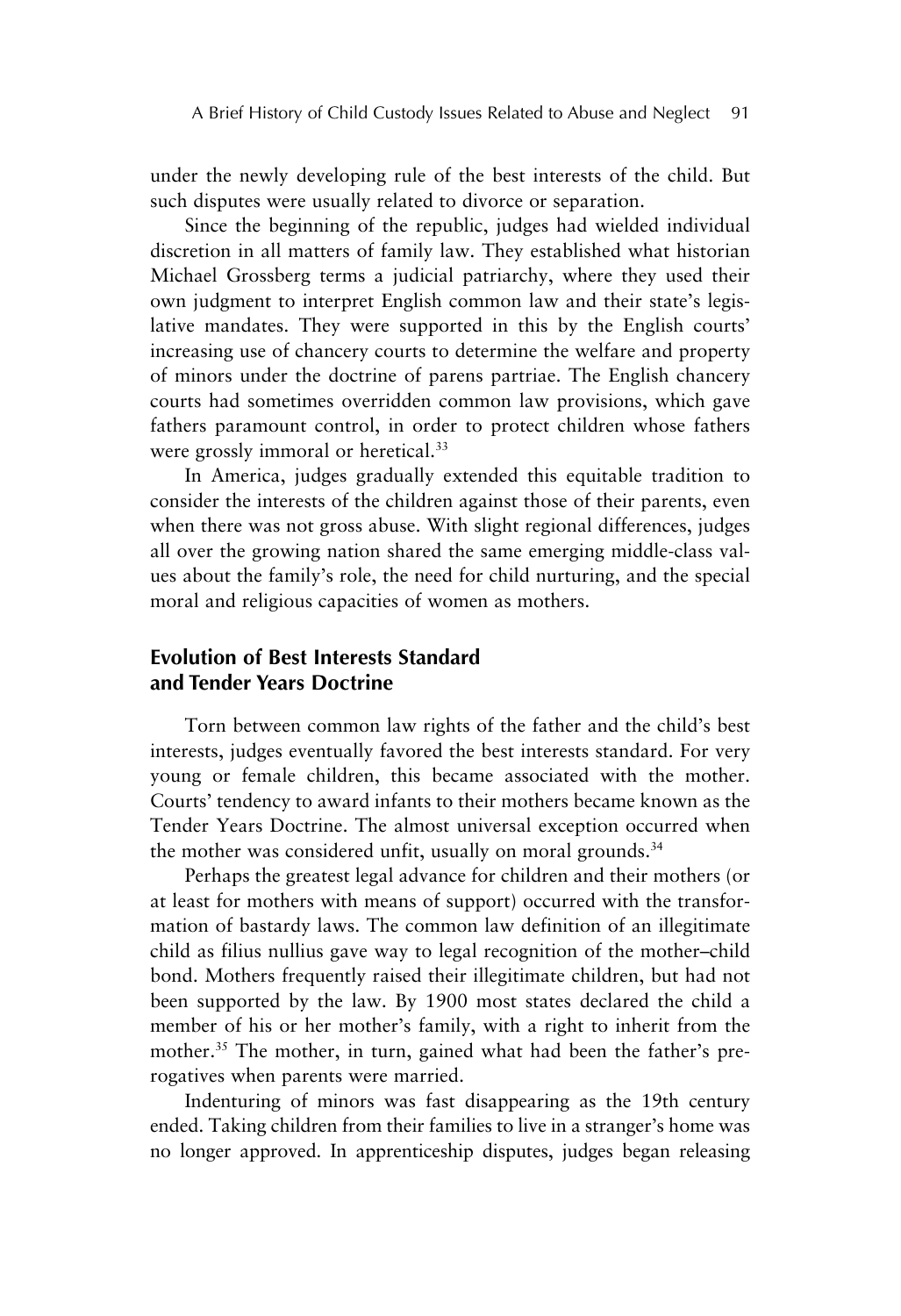under the newly developing rule of the best interests of the child. But such disputes were usually related to divorce or separation.

Since the beginning of the republic, judges had wielded individual discretion in all matters of family law. They established what historian Michael Grossberg terms a judicial patriarchy, where they used their own judgment to interpret English common law and their state's legislative mandates. They were supported in this by the English courts' increasing use of chancery courts to determine the welfare and property of minors under the doctrine of parens partriae. The English chancery courts had sometimes overridden common law provisions, which gave fathers paramount control, in order to protect children whose fathers were grossly immoral or heretical.[33]

In America, judges gradually extended this equitable tradition to consider the interests of the children against those of their parents, even when there was not gross abuse. With slight regional differences, judges all over the growing nation shared the same emerging middle-class values about the family's role, the need for child nurturing, and the special moral and religious capacities of women as mothers.

## Evolution of Best Interests Standard and Tender Years Doctrine

Torn between common law rights of the father and the child's best interests, judges eventually favored the best interests standard. For very young or female children, this became associated with the mother. Courts' tendency to award infants to their mothers became known as the Tender Years Doctrine. The almost universal exception occurred when the mother was considered unfit, usually on moral grounds.[34]

Perhaps the greatest legal advance for children and their mothers (or at least for mothers with means of support) occurred with the transformation of bastardy laws. The common law definition of an illegitimate child as filius nullius gave way to legal recognition of the mother–child bond. Mothers frequently raised their illegitimate children, but had not been supported by the law. By 1900 most states declared the child a member of his or her mother's family, with a right to inherit from the mother.[35] The mother, in turn, gained what had been the father's prerogatives when parents were married.

Indenturing of minors was fast disappearing as the 19th century ended. Taking children from their families to live in a stranger's home was no longer approved. In apprenticeship disputes, judges began releasing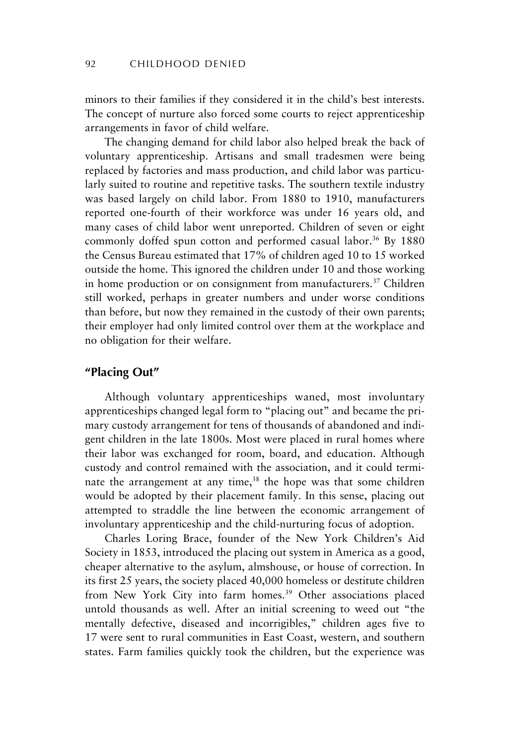minors to their families if they considered it in the child's best interests. The concept of nurture also forced some courts to reject apprenticeship arrangements in favor of child welfare.

The changing demand for child labor also helped break the back of voluntary apprenticeship. Artisans and small tradesmen were being replaced by factories and mass production, and child labor was particularly suited to routine and repetitive tasks. The southern textile industry was based largely on child labor. From 1880 to 1910, manufacturers reported one-fourth of their workforce was under 16 years old, and many cases of child labor went unreported. Children of seven or eight commonly doffed spun cotton and performed casual labor.[36] By 1880 the Census Bureau estimated that 17% of children aged 10 to 15 worked outside the home. This ignored the children under 10 and those working in home production or on consignment from manufacturers.[37] Children still worked, perhaps in greater numbers and under worse conditions than before, but now they remained in the custody of their own parents; their employer had only limited control over them at the workplace and no obligation for their welfare.

## "Placing Out"

Although voluntary apprenticeships waned, most involuntary apprenticeships changed legal form to "placing out" and became the primary custody arrangement for tens of thousands of abandoned and indigent children in the late 1800s. Most were placed in rural homes where their labor was exchanged for room, board, and education. Although custody and control remained with the association, and it could terminate the arrangement at any time,[38] the hope was that some children would be adopted by their placement family. In this sense, placing out attempted to straddle the line between the economic arrangement of involuntary apprenticeship and the child-nurturing focus of adoption.

Charles Loring Brace, founder of the New York Children's Aid Society in 1853, introduced the placing out system in America as a good, cheaper alternative to the asylum, almshouse, or house of correction. In its first 25 years, the society placed 40,000 homeless or destitute children from New York City into farm homes.[39] Other associations placed untold thousands as well. After an initial screening to weed out "the mentally defective, diseased and incorrigibles," children ages five to 17 were sent to rural communities in East Coast, western, and southern states. Farm families quickly took the children, but the experience was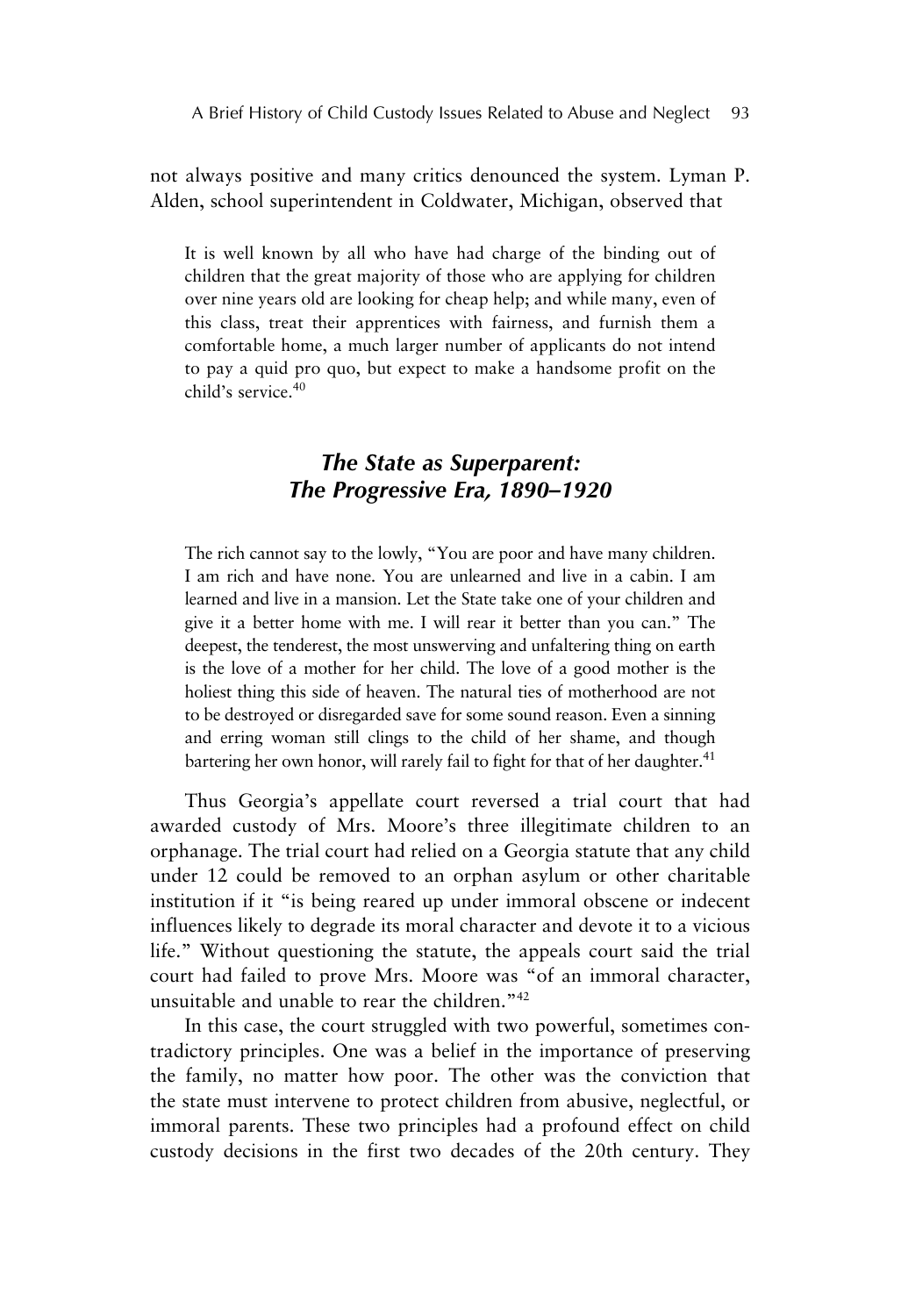not always positive and many critics denounced the system. Lyman P. Alden, school superintendent in Coldwater, Michigan, observed that

> It is well known by all who have had charge of the binding out of children that the great majority of those who are applying for children over nine years old are looking for cheap help; and while many, even of this class, treat their apprentices with fairness, and furnish them a comfortable home, a much larger number of applicants do not intend to pay a quid pro quo, but expect to make a handsome profit on the child's service.[40]

## *The State as Superparent: The Progressive Era, 1890–1920*

> The rich cannot say to the lowly, "You are poor and have many children. I am rich and have none. You are unlearned and live in a cabin. I am learned and live in a mansion. Let the State take one of your children and give it a better home with me. I will rear it better than you can." The deepest, the tenderest, the most unswerving and unfaltering thing on earth is the love of a mother for her child. The love of a good mother is the holiest thing this side of heaven. The natural ties of motherhood are not to be destroyed or disregarded save for some sound reason. Even a sinning and erring woman still clings to the child of her shame, and though bartering her own honor, will rarely fail to fight for that of her daughter.[41]

Thus Georgia's appellate court reversed a trial court that had awarded custody of Mrs. Moore's three illegitimate children to an orphanage. The trial court had relied on a Georgia statute that any child under 12 could be removed to an orphan asylum or other charitable institution if it "is being reared up under immoral obscene or indecent influences likely to degrade its moral character and devote it to a vicious life." Without questioning the statute, the appeals court said the trial court had failed to prove Mrs. Moore was "of an immoral character, unsuitable and unable to rear the children."[42]

In this case, the court struggled with two powerful, sometimes contradictory principles. One was a belief in the importance of preserving the family, no matter how poor. The other was the conviction that the state must intervene to protect children from abusive, neglectful, or immoral parents. These two principles had a profound effect on child custody decisions in the first two decades of the 20th century. They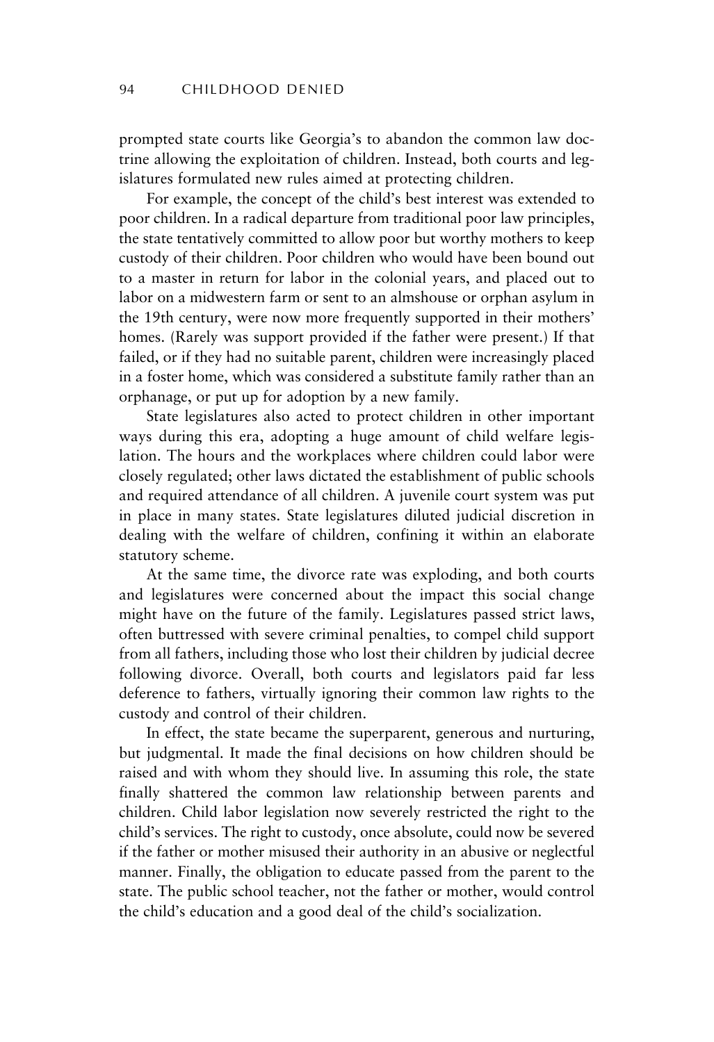prompted state courts like Georgia's to abandon the common law doctrine allowing the exploitation of children. Instead, both courts and legislatures formulated new rules aimed at protecting children.

For example, the concept of the child's best interest was extended to poor children. In a radical departure from traditional poor law principles, the state tentatively committed to allow poor but worthy mothers to keep custody of their children. Poor children who would have been bound out to a master in return for labor in the colonial years, and placed out to labor on a midwestern farm or sent to an almshouse or orphan asylum in the 19th century, were now more frequently supported in their mothers' homes. (Rarely was support provided if the father were present.) If that failed, or if they had no suitable parent, children were increasingly placed in a foster home, which was considered a substitute family rather than an orphanage, or put up for adoption by a new family.

State legislatures also acted to protect children in other important ways during this era, adopting a huge amount of child welfare legislation. The hours and the workplaces where children could labor were closely regulated; other laws dictated the establishment of public schools and required attendance of all children. A juvenile court system was put in place in many states. State legislatures diluted judicial discretion in dealing with the welfare of children, confining it within an elaborate statutory scheme.

At the same time, the divorce rate was exploding, and both courts and legislatures were concerned about the impact this social change might have on the future of the family. Legislatures passed strict laws, often buttressed with severe criminal penalties, to compel child support from all fathers, including those who lost their children by judicial decree following divorce. Overall, both courts and legislators paid far less deference to fathers, virtually ignoring their common law rights to the custody and control of their children.

In effect, the state became the superparent, generous and nurturing, but judgmental. It made the final decisions on how children should be raised and with whom they should live. In assuming this role, the state finally shattered the common law relationship between parents and children. Child labor legislation now severely restricted the right to the child's services. The right to custody, once absolute, could now be severed if the father or mother misused their authority in an abusive or neglectful manner. Finally, the obligation to educate passed from the parent to the state. The public school teacher, not the father or mother, would control the child's education and a good deal of the child's socialization.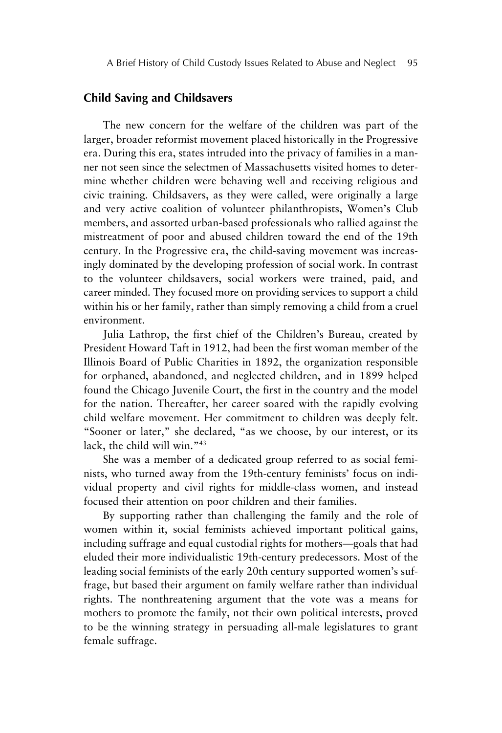## Child Saving and Childsavers

The new concern for the welfare of the children was part of the larger, broader reformist movement placed historically in the Progressive era. During this era, states intruded into the privacy of families in a manner not seen since the selectmen of Massachusetts visited homes to determine whether children were behaving well and receiving religious and civic training. Childsavers, as they were called, were originally a large and very active coalition of volunteer philanthropists, Women's Club members, and assorted urban-based professionals who rallied against the mistreatment of poor and abused children toward the end of the 19th century. In the Progressive era, the child-saving movement was increasingly dominated by the developing profession of social work. In contrast to the volunteer childsavers, social workers were trained, paid, and career minded. They focused more on providing services to support a child within his or her family, rather than simply removing a child from a cruel environment.

Julia Lathrop, the first chief of the Children's Bureau, created by President Howard Taft in 1912, had been the first woman member of the Illinois Board of Public Charities in 1892, the organization responsible for orphaned, abandoned, and neglected children, and in 1899 helped found the Chicago Juvenile Court, the first in the country and the model for the nation. Thereafter, her career soared with the rapidly evolving child welfare movement. Her commitment to children was deeply felt. "Sooner or later," she declared, "as we choose, by our interest, or its lack, the child will win."[43]

She was a member of a dedicated group referred to as social feminists, who turned away from the 19th-century feminists' focus on individual property and civil rights for middle-class women, and instead focused their attention on poor children and their families.

By supporting rather than challenging the family and the role of women within it, social feminists achieved important political gains, including suffrage and equal custodial rights for mothers—goals that had eluded their more individualistic 19th-century predecessors. Most of the leading social feminists of the early 20th century supported women's suffrage, but based their argument on family welfare rather than individual rights. The nonthreatening argument that the vote was a means for mothers to promote the family, not their own political interests, proved to be the winning strategy in persuading all-male legislatures to grant female suffrage.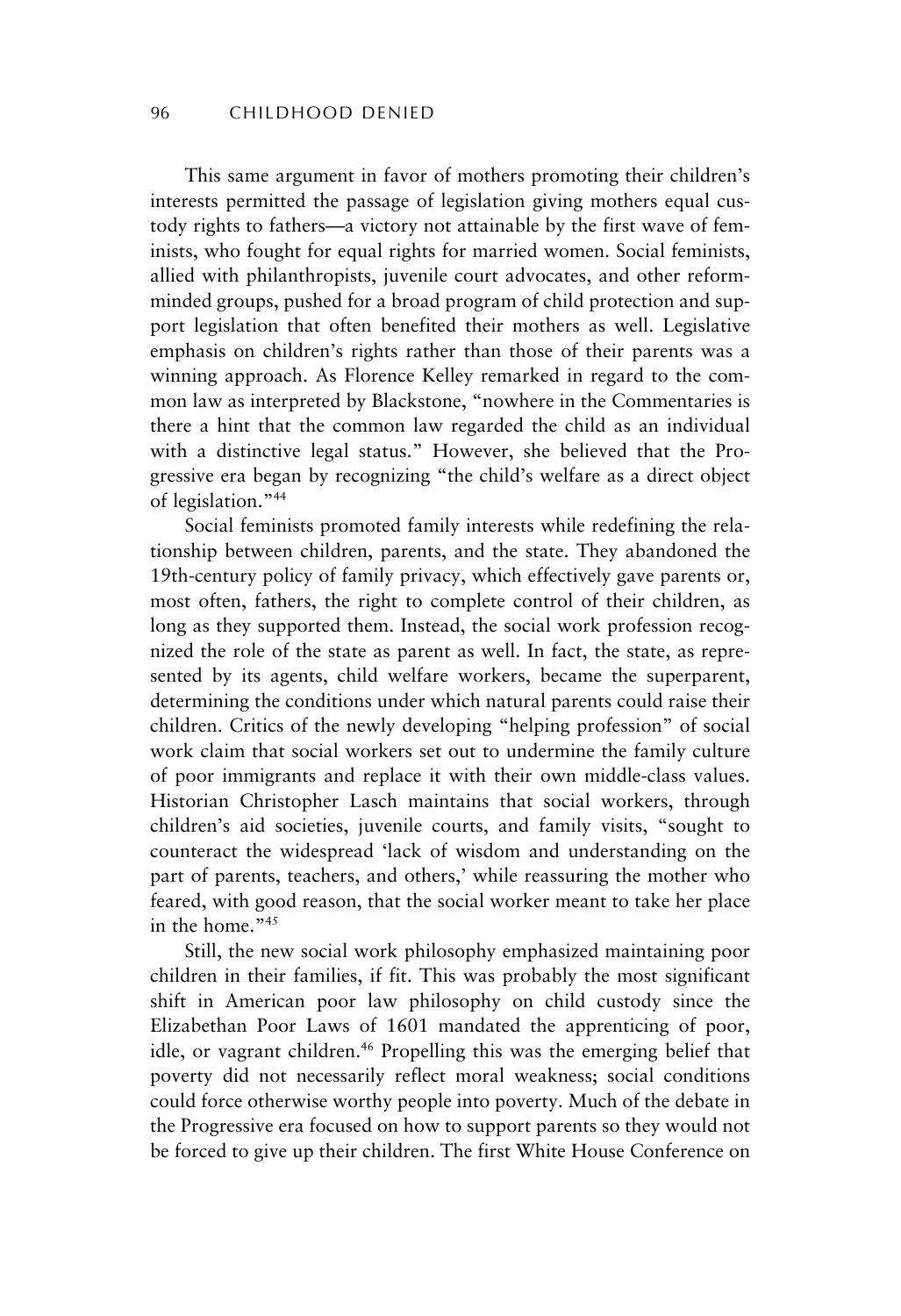This same argument in favor of mothers promoting their children's interests permitted the passage of legislation giving mothers equal custody rights to fathers—a victory not attainable by the first wave of feminists, who fought for equal rights for married women. Social feminists, allied with philanthropists, juvenile court advocates, and other reform-minded groups, pushed for a broad program of child protection and support legislation that often benefited their mothers as well. Legislative emphasis on children's rights rather than those of their parents was a winning approach. As Florence Kelley remarked in regard to the common law as interpreted by Blackstone, "nowhere in the Commentaries is there a hint that the common law regarded the child as an individual with a distinctive legal status." However, she believed that the Progressive era began by recognizing "the child's welfare as a direct object of legislation."[44]

Social feminists promoted family interests while redefining the relationship between children, parents, and the state. They abandoned the 19th-century policy of family privacy, which effectively gave parents or, most often, fathers, the right to complete control of their children, as long as they supported them. Instead, the social work profession recognized the role of the state as parent as well. In fact, the state, as represented by its agents, child welfare workers, became the superparent, determining the conditions under which natural parents could raise their children. Critics of the newly developing "helping profession" of social work claim that social workers set out to undermine the family culture of poor immigrants and replace it with their own middle-class values. Historian Christopher Lasch maintains that social workers, through children's aid societies, juvenile courts, and family visits, "sought to counteract the widespread 'lack of wisdom and understanding on the part of parents, teachers, and others,' while reassuring the mother who feared, with good reason, that the social worker meant to take her place in the home."[45]

Still, the new social work philosophy emphasized maintaining poor children in their families, if fit. This was probably the most significant shift in American poor law philosophy on child custody since the Elizabethan Poor Laws of 1601 mandated the apprenticing of poor, idle, or vagrant children.[46] Propelling this was the emerging belief that poverty did not necessarily reflect moral weakness; social conditions could force otherwise worthy people into poverty. Much of the debate in the Progressive era focused on how to support parents so they would not be forced to give up their children. The first White House Conference on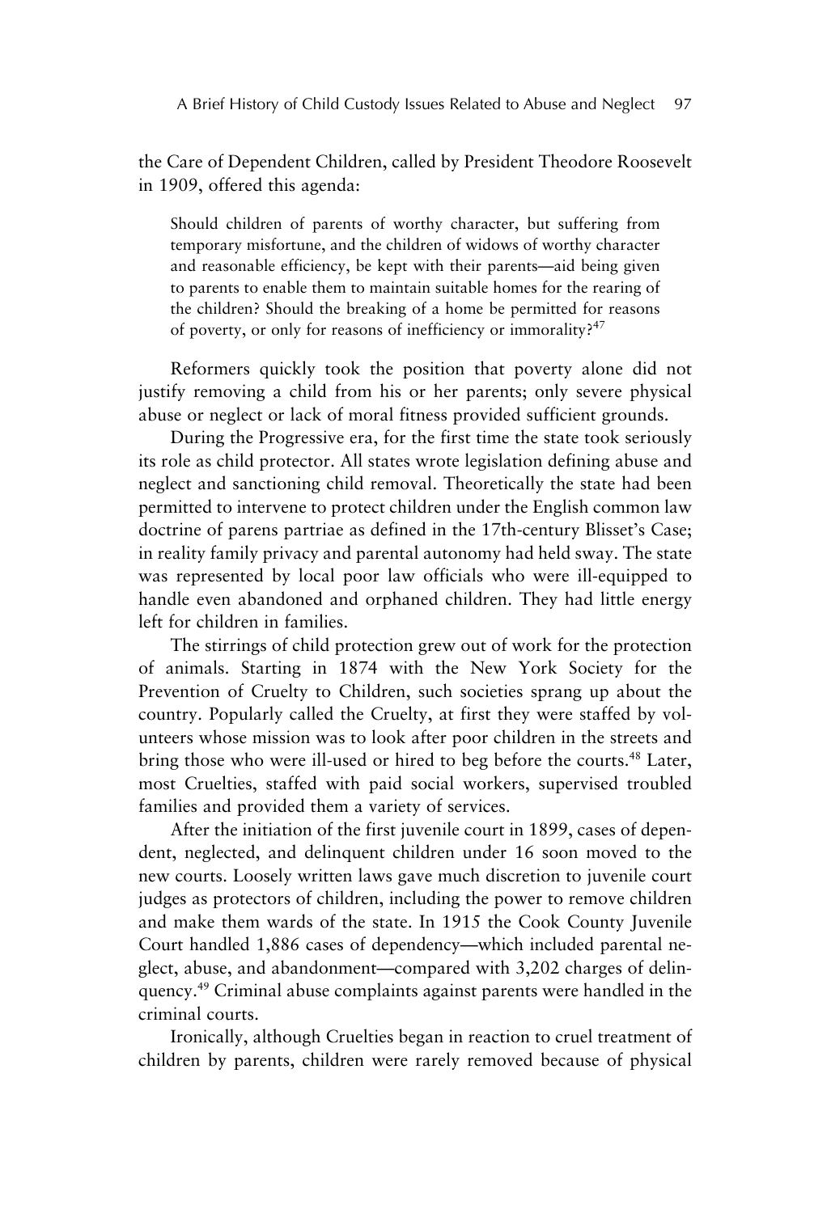the Care of Dependent Children, called by President Theodore Roosevelt in 1909, offered this agenda:

> Should children of parents of worthy character, but suffering from temporary misfortune, and the children of widows of worthy character and reasonable efficiency, be kept with their parents—aid being given to parents to enable them to maintain suitable homes for the rearing of the children? Should the breaking of a home be permitted for reasons of poverty, or only for reasons of inefficiency or immorality?[47]

Reformers quickly took the position that poverty alone did not justify removing a child from his or her parents; only severe physical abuse or neglect or lack of moral fitness provided sufficient grounds.

During the Progressive era, for the first time the state took seriously its role as child protector. All states wrote legislation defining abuse and neglect and sanctioning child removal. Theoretically the state had been permitted to intervene to protect children under the English common law doctrine of parens partriae as defined in the 17th-century Blisset's Case; in reality family privacy and parental autonomy had held sway. The state was represented by local poor law officials who were ill-equipped to handle even abandoned and orphaned children. They had little energy left for children in families.

The stirrings of child protection grew out of work for the protection of animals. Starting in 1874 with the New York Society for the Prevention of Cruelty to Children, such societies sprang up about the country. Popularly called the Cruelty, at first they were staffed by volunteers whose mission was to look after poor children in the streets and bring those who were ill-used or hired to beg before the courts.[48] Later, most Cruelties, staffed with paid social workers, supervised troubled families and provided them a variety of services.

After the initiation of the first juvenile court in 1899, cases of dependent, neglected, and delinquent children under 16 soon moved to the new courts. Loosely written laws gave much discretion to juvenile court judges as protectors of children, including the power to remove children and make them wards of the state. In 1915 the Cook County Juvenile Court handled 1,886 cases of dependency—which included parental neglect, abuse, and abandonment—compared with 3,202 charges of delinquency.[49] Criminal abuse complaints against parents were handled in the criminal courts.

Ironically, although Cruelties began in reaction to cruel treatment of children by parents, children were rarely removed because of physical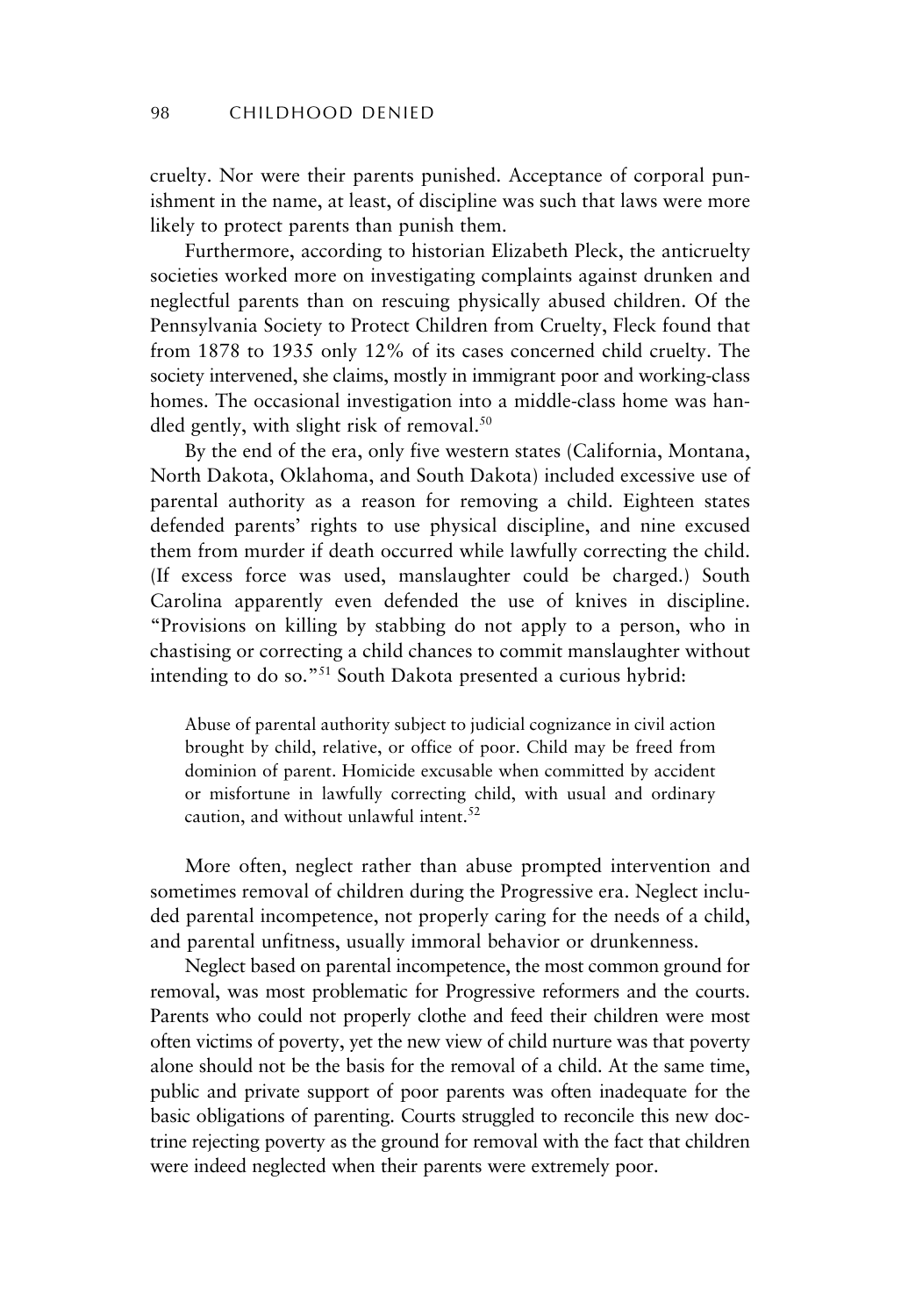cruelty. Nor were their parents punished. Acceptance of corporal punishment in the name, at least, of discipline was such that laws were more likely to protect parents than punish them.

Furthermore, according to historian Elizabeth Pleck, the anticruelty societies worked more on investigating complaints against drunken and neglectful parents than on rescuing physically abused children. Of the Pennsylvania Society to Protect Children from Cruelty, Fleck found that from 1878 to 1935 only 12% of its cases concerned child cruelty. The society intervened, she claims, mostly in immigrant poor and working-class homes. The occasional investigation into a middle-class home was handled gently, with slight risk of removal.[50]

By the end of the era, only five western states (California, Montana, North Dakota, Oklahoma, and South Dakota) included excessive use of parental authority as a reason for removing a child. Eighteen states defended parents' rights to use physical discipline, and nine excused them from murder if death occurred while lawfully correcting the child. (If excess force was used, manslaughter could be charged.) South Carolina apparently even defended the use of knives in discipline. "Provisions on killing by stabbing do not apply to a person, who in chastising or correcting a child chances to commit manslaughter without intending to do so."[51] South Dakota presented a curious hybrid:

> Abuse of parental authority subject to judicial cognizance in civil action brought by child, relative, or office of poor. Child may be freed from dominion of parent. Homicide excusable when committed by accident or misfortune in lawfully correcting child, with usual and ordinary caution, and without unlawful intent.[52]

More often, neglect rather than abuse prompted intervention and sometimes removal of children during the Progressive era. Neglect included parental incompetence, not properly caring for the needs of a child, and parental unfitness, usually immoral behavior or drunkenness.

Neglect based on parental incompetence, the most common ground for removal, was most problematic for Progressive reformers and the courts. Parents who could not properly clothe and feed their children were most often victims of poverty, yet the new view of child nurture was that poverty alone should not be the basis for the removal of a child. At the same time, public and private support of poor parents was often inadequate for the basic obligations of parenting. Courts struggled to reconcile this new doctrine rejecting poverty as the ground for removal with the fact that children were indeed neglected when their parents were extremely poor.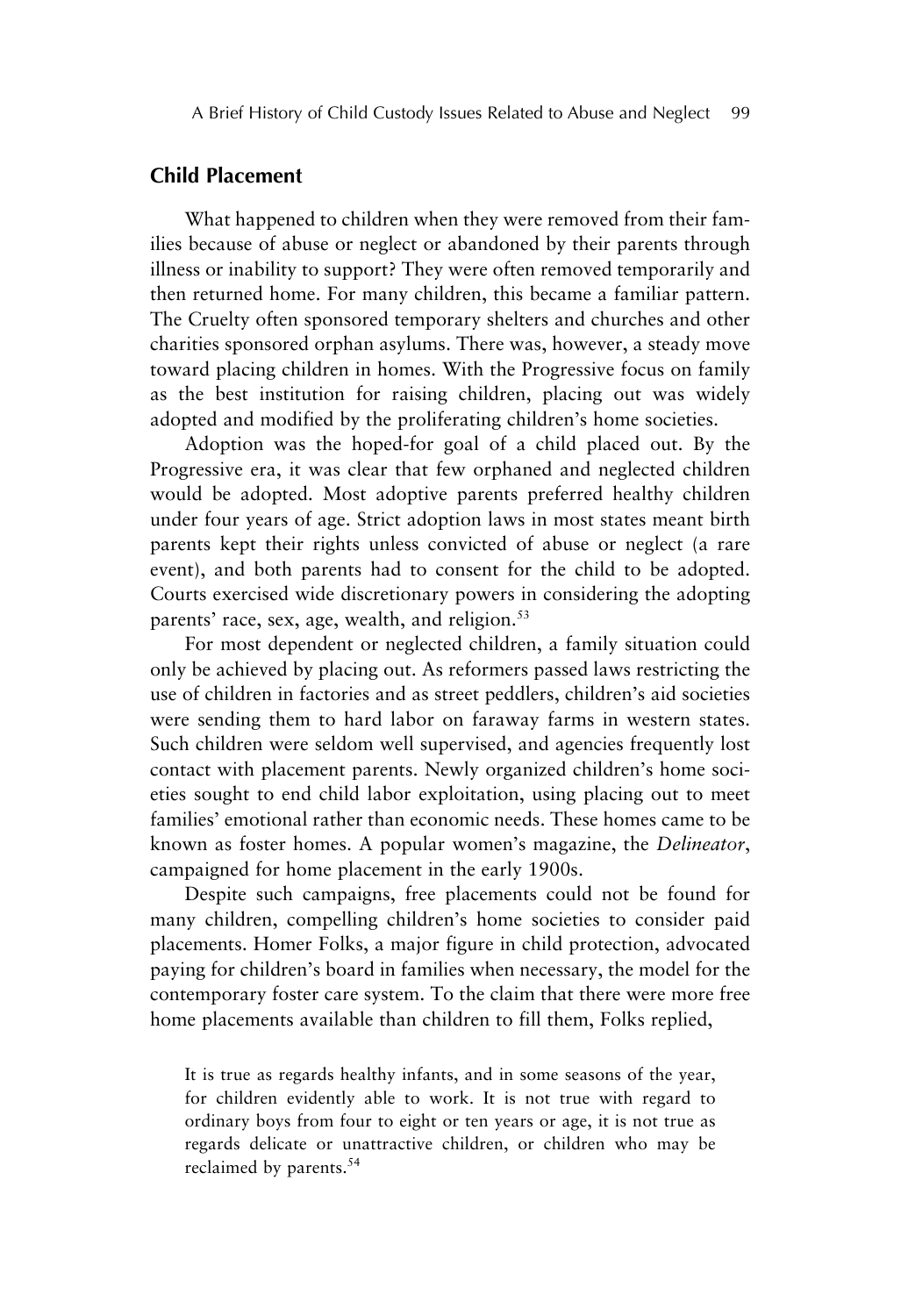## Child Placement

What happened to children when they were removed from their families because of abuse or neglect or abandoned by their parents through illness or inability to support? They were often removed temporarily and then returned home. For many children, this became a familiar pattern. The Cruelty often sponsored temporary shelters and churches and other charities sponsored orphan asylums. There was, however, a steady move toward placing children in homes. With the Progressive focus on family as the best institution for raising children, placing out was widely adopted and modified by the proliferating children's home societies.

Adoption was the hoped-for goal of a child placed out. By the Progressive era, it was clear that few orphaned and neglected children would be adopted. Most adoptive parents preferred healthy children under four years of age. Strict adoption laws in most states meant birth parents kept their rights unless convicted of abuse or neglect (a rare event), and both parents had to consent for the child to be adopted. Courts exercised wide discretionary powers in considering the adopting parents' race, sex, age, wealth, and religion.[53]

For most dependent or neglected children, a family situation could only be achieved by placing out. As reformers passed laws restricting the use of children in factories and as street peddlers, children's aid societies were sending them to hard labor on faraway farms in western states. Such children were seldom well supervised, and agencies frequently lost contact with placement parents. Newly organized children's home societies sought to end child labor exploitation, using placing out to meet families' emotional rather than economic needs. These homes came to be known as foster homes. A popular women's magazine, the *Delineator*, campaigned for home placement in the early 1900s.

Despite such campaigns, free placements could not be found for many children, compelling children's home societies to consider paid placements. Homer Folks, a major figure in child protection, advocated paying for children's board in families when necessary, the model for the contemporary foster care system. To the claim that there were more free home placements available than children to fill them, Folks replied,

> It is true as regards healthy infants, and in some seasons of the year, for children evidently able to work. It is not true with regard to ordinary boys from four to eight or ten years or age, it is not true as regards delicate or unattractive children, or children who may be reclaimed by parents.[54]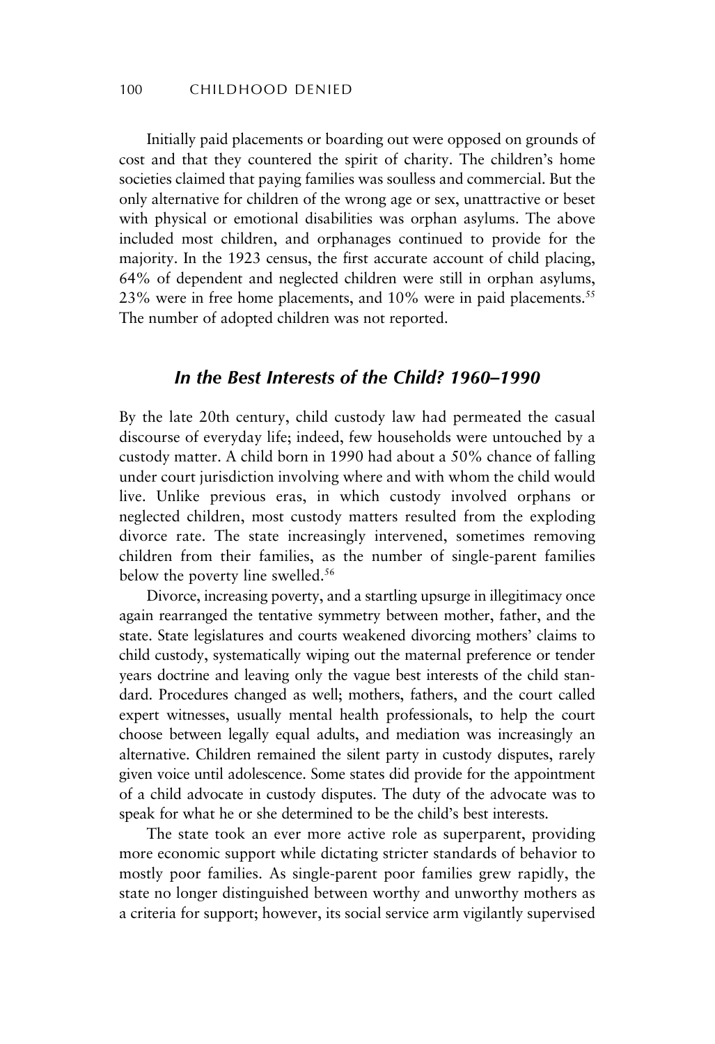Initially paid placements or boarding out were opposed on grounds of cost and that they countered the spirit of charity. The children's home societies claimed that paying families was soulless and commercial. But the only alternative for children of the wrong age or sex, unattractive or beset with physical or emotional disabilities was orphan asylums. The above included most children, and orphanages continued to provide for the majority. In the 1923 census, the first accurate account of child placing, 64% of dependent and neglected children were still in orphan asylums, 23% were in free home placements, and 10% were in paid placements.[55] The number of adopted children was not reported.

## *In the Best Interests of the Child? 1960–1990*

By the late 20th century, child custody law had permeated the casual discourse of everyday life; indeed, few households were untouched by a custody matter. A child born in 1990 had about a 50% chance of falling under court jurisdiction involving where and with whom the child would live. Unlike previous eras, in which custody involved orphans or neglected children, most custody matters resulted from the exploding divorce rate. The state increasingly intervened, sometimes removing children from their families, as the number of single-parent families below the poverty line swelled.[56]

Divorce, increasing poverty, and a startling upsurge in illegitimacy once again rearranged the tentative symmetry between mother, father, and the state. State legislatures and courts weakened divorcing mothers' claims to child custody, systematically wiping out the maternal preference or tender years doctrine and leaving only the vague best interests of the child standard. Procedures changed as well; mothers, fathers, and the court called expert witnesses, usually mental health professionals, to help the court choose between legally equal adults, and mediation was increasingly an alternative. Children remained the silent party in custody disputes, rarely given voice until adolescence. Some states did provide for the appointment of a child advocate in custody disputes. The duty of the advocate was to speak for what he or she determined to be the child's best interests.

The state took an ever more active role as superparent, providing more economic support while dictating stricter standards of behavior to mostly poor families. As single-parent poor families grew rapidly, the state no longer distinguished between worthy and unworthy mothers as a criteria for support; however, its social service arm vigilantly supervised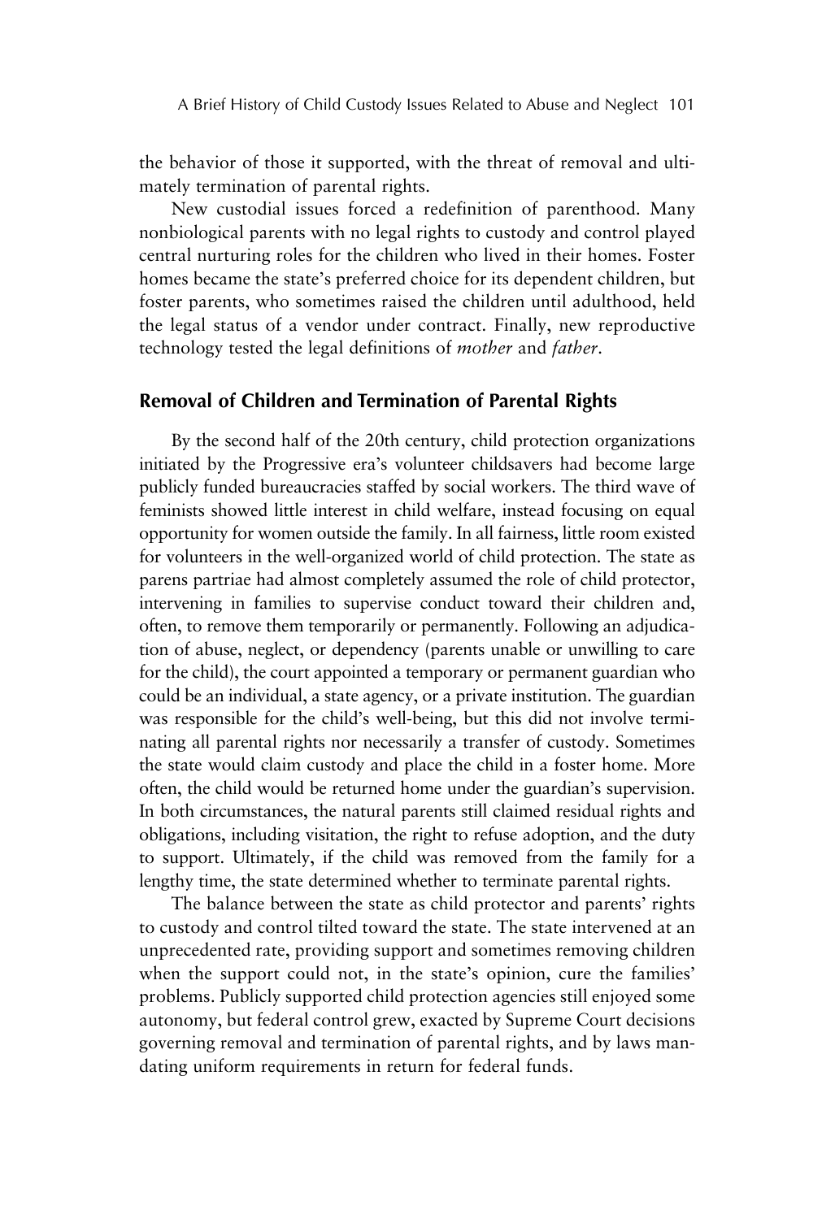the behavior of those it supported, with the threat of removal and ultimately termination of parental rights.

New custodial issues forced a redefinition of parenthood. Many nonbiological parents with no legal rights to custody and control played central nurturing roles for the children who lived in their homes. Foster homes became the state's preferred choice for its dependent children, but foster parents, who sometimes raised the children until adulthood, held the legal status of a vendor under contract. Finally, new reproductive technology tested the legal definitions of *mother* and *father*.

## Removal of Children and Termination of Parental Rights

By the second half of the 20th century, child protection organizations initiated by the Progressive era's volunteer childsavers had become large publicly funded bureaucracies staffed by social workers. The third wave of feminists showed little interest in child welfare, instead focusing on equal opportunity for women outside the family. In all fairness, little room existed for volunteers in the well-organized world of child protection. The state as parens partriae had almost completely assumed the role of child protector, intervening in families to supervise conduct toward their children and, often, to remove them temporarily or permanently. Following an adjudication of abuse, neglect, or dependency (parents unable or unwilling to care for the child), the court appointed a temporary or permanent guardian who could be an individual, a state agency, or a private institution. The guardian was responsible for the child's well-being, but this did not involve terminating all parental rights nor necessarily a transfer of custody. Sometimes the state would claim custody and place the child in a foster home. More often, the child would be returned home under the guardian's supervision. In both circumstances, the natural parents still claimed residual rights and obligations, including visitation, the right to refuse adoption, and the duty to support. Ultimately, if the child was removed from the family for a lengthy time, the state determined whether to terminate parental rights.

The balance between the state as child protector and parents' rights to custody and control tilted toward the state. The state intervened at an unprecedented rate, providing support and sometimes removing children when the support could not, in the state's opinion, cure the families' problems. Publicly supported child protection agencies still enjoyed some autonomy, but federal control grew, exacted by Supreme Court decisions governing removal and termination of parental rights, and by laws mandating uniform requirements in return for federal funds.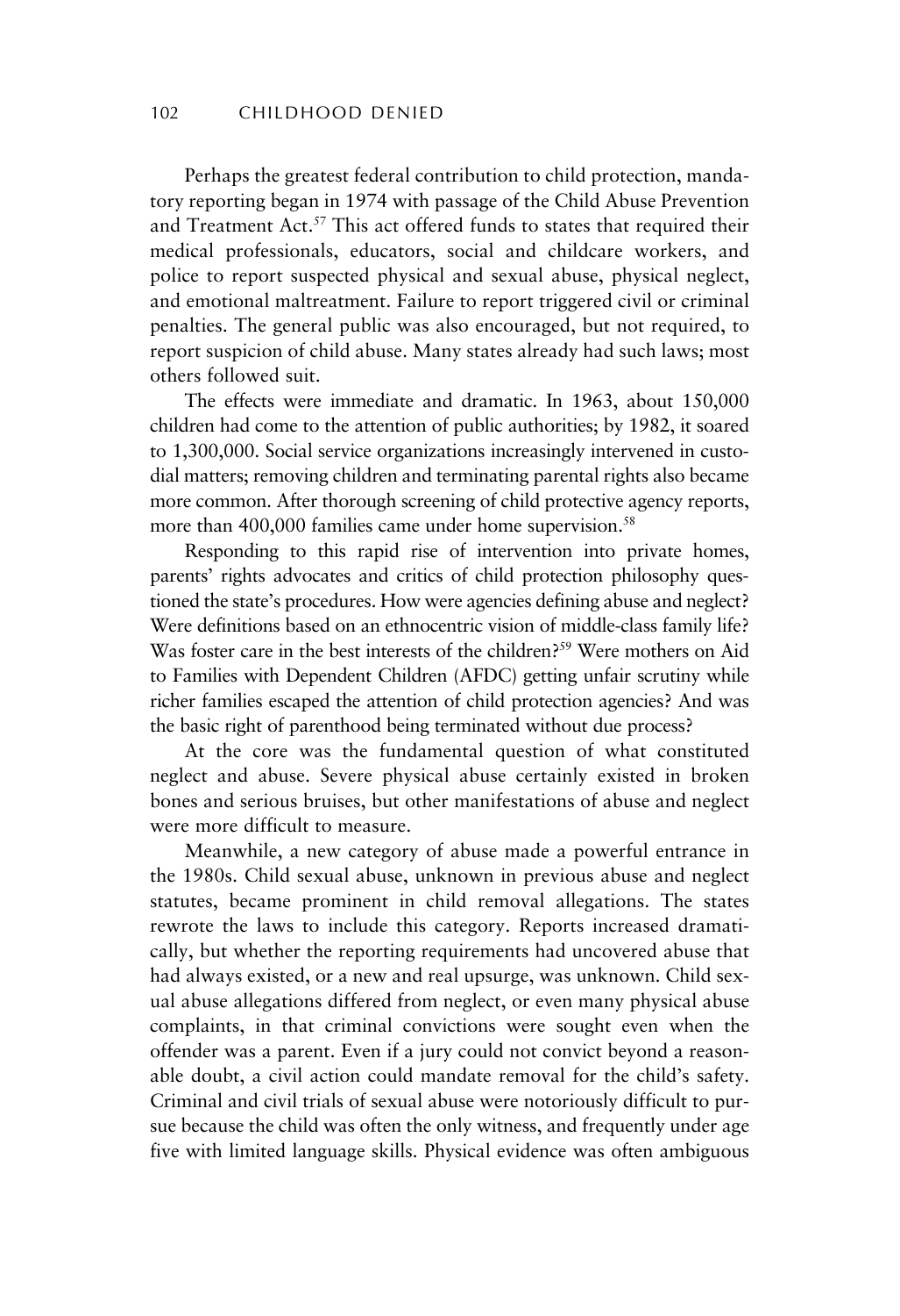Perhaps the greatest federal contribution to child protection, mandatory reporting began in 1974 with passage of the Child Abuse Prevention and Treatment Act.[57] This act offered funds to states that required their medical professionals, educators, social and childcare workers, and police to report suspected physical and sexual abuse, physical neglect, and emotional maltreatment. Failure to report triggered civil or criminal penalties. The general public was also encouraged, but not required, to report suspicion of child abuse. Many states already had such laws; most others followed suit.

The effects were immediate and dramatic. In 1963, about 150,000 children had come to the attention of public authorities; by 1982, it soared to 1,300,000. Social service organizations increasingly intervened in custodial matters; removing children and terminating parental rights also became more common. After thorough screening of child protective agency reports, more than 400,000 families came under home supervision.[58]

Responding to this rapid rise of intervention into private homes, parents' rights advocates and critics of child protection philosophy questioned the state's procedures. How were agencies defining abuse and neglect? Were definitions based on an ethnocentric vision of middle-class family life? Was foster care in the best interests of the children?[59] Were mothers on Aid to Families with Dependent Children (AFDC) getting unfair scrutiny while richer families escaped the attention of child protection agencies? And was the basic right of parenthood being terminated without due process?

At the core was the fundamental question of what constituted neglect and abuse. Severe physical abuse certainly existed in broken bones and serious bruises, but other manifestations of abuse and neglect were more difficult to measure.

Meanwhile, a new category of abuse made a powerful entrance in the 1980s. Child sexual abuse, unknown in previous abuse and neglect statutes, became prominent in child removal allegations. The states rewrote the laws to include this category. Reports increased dramatically, but whether the reporting requirements had uncovered abuse that had always existed, or a new and real upsurge, was unknown. Child sexual abuse allegations differed from neglect, or even many physical abuse complaints, in that criminal convictions were sought even when the offender was a parent. Even if a jury could not convict beyond a reasonable doubt, a civil action could mandate removal for the child's safety. Criminal and civil trials of sexual abuse were notoriously difficult to pursue because the child was often the only witness, and frequently under age five with limited language skills. Physical evidence was often ambiguous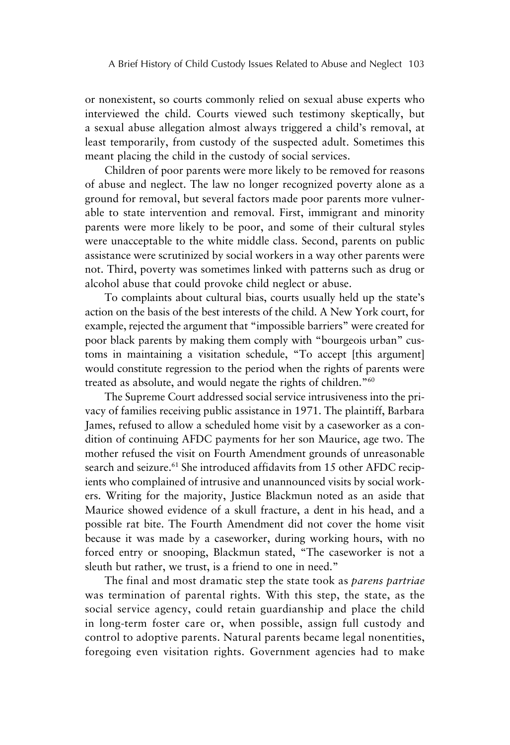or nonexistent, so courts commonly relied on sexual abuse experts who interviewed the child. Courts viewed such testimony skeptically, but a sexual abuse allegation almost always triggered a child's removal, at least temporarily, from custody of the suspected adult. Sometimes this meant placing the child in the custody of social services.

Children of poor parents were more likely to be removed for reasons of abuse and neglect. The law no longer recognized poverty alone as a ground for removal, but several factors made poor parents more vulnerable to state intervention and removal. First, immigrant and minority parents were more likely to be poor, and some of their cultural styles were unacceptable to the white middle class. Second, parents on public assistance were scrutinized by social workers in a way other parents were not. Third, poverty was sometimes linked with patterns such as drug or alcohol abuse that could provoke child neglect or abuse.

To complaints about cultural bias, courts usually held up the state's action on the basis of the best interests of the child. A New York court, for example, rejected the argument that "impossible barriers" were created for poor black parents by making them comply with "bourgeois urban" customs in maintaining a visitation schedule, "To accept [this argument] would constitute regression to the period when the rights of parents were treated as absolute, and would negate the rights of children."[60]

The Supreme Court addressed social service intrusiveness into the privacy of families receiving public assistance in 1971. The plaintiff, Barbara James, refused to allow a scheduled home visit by a caseworker as a condition of continuing AFDC payments for her son Maurice, age two. The mother refused the visit on Fourth Amendment grounds of unreasonable search and seizure.[61] She introduced affidavits from 15 other AFDC recipients who complained of intrusive and unannounced visits by social workers. Writing for the majority, Justice Blackmun noted as an aside that Maurice showed evidence of a skull fracture, a dent in his head, and a possible rat bite. The Fourth Amendment did not cover the home visit because it was made by a caseworker, during working hours, with no forced entry or snooping, Blackmun stated, "The caseworker is not a sleuth but rather, we trust, is a friend to one in need."

The final and most dramatic step the state took as *parens partriae* was termination of parental rights. With this step, the state, as the social service agency, could retain guardianship and place the child in long-term foster care or, when possible, assign full custody and control to adoptive parents. Natural parents became legal nonentities, foregoing even visitation rights. Government agencies had to make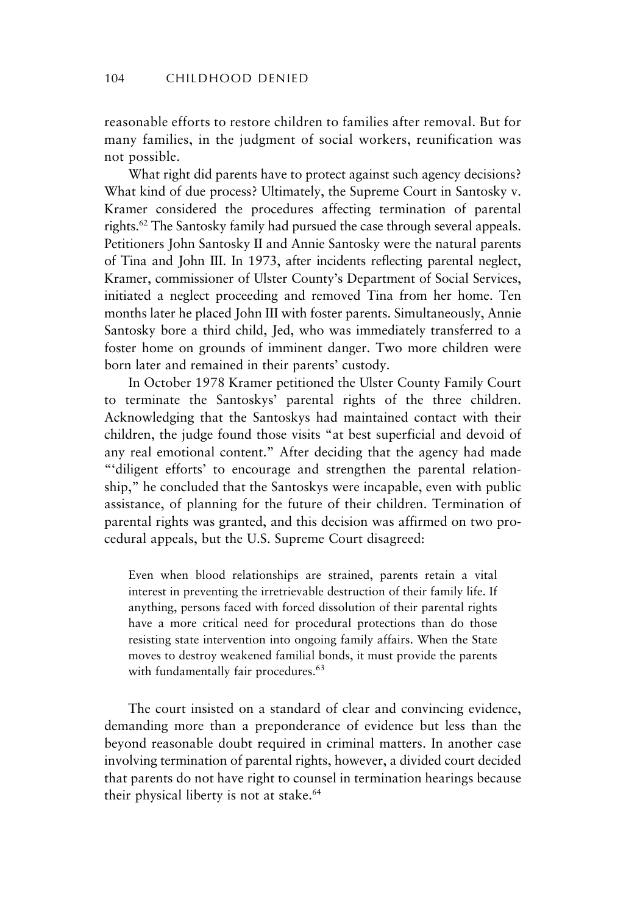reasonable efforts to restore children to families after removal. But for many families, in the judgment of social workers, reunification was not possible.

What right did parents have to protect against such agency decisions? What kind of due process? Ultimately, the Supreme Court in Santosky v. Kramer considered the procedures affecting termination of parental rights.[62] The Santosky family had pursued the case through several appeals. Petitioners John Santosky II and Annie Santosky were the natural parents of Tina and John III. In 1973, after incidents reflecting parental neglect, Kramer, commissioner of Ulster County's Department of Social Services, initiated a neglect proceeding and removed Tina from her home. Ten months later he placed John III with foster parents. Simultaneously, Annie Santosky bore a third child, Jed, who was immediately transferred to a foster home on grounds of imminent danger. Two more children were born later and remained in their parents' custody.

In October 1978 Kramer petitioned the Ulster County Family Court to terminate the Santoskys' parental rights of the three children. Acknowledging that the Santoskys had maintained contact with their children, the judge found those visits "at best superficial and devoid of any real emotional content." After deciding that the agency had made "'diligent efforts' to encourage and strengthen the parental relationship," he concluded that the Santoskys were incapable, even with public assistance, of planning for the future of their children. Termination of parental rights was granted, and this decision was affirmed on two procedural appeals, but the U.S. Supreme Court disagreed:

> Even when blood relationships are strained, parents retain a vital interest in preventing the irretrievable destruction of their family life. If anything, persons faced with forced dissolution of their parental rights have a more critical need for procedural protections than do those resisting state intervention into ongoing family affairs. When the State moves to destroy weakened familial bonds, it must provide the parents with fundamentally fair procedures.[63]

The court insisted on a standard of clear and convincing evidence, demanding more than a preponderance of evidence but less than the beyond reasonable doubt required in criminal matters. In another case involving termination of parental rights, however, a divided court decided that parents do not have right to counsel in termination hearings because their physical liberty is not at stake.[64]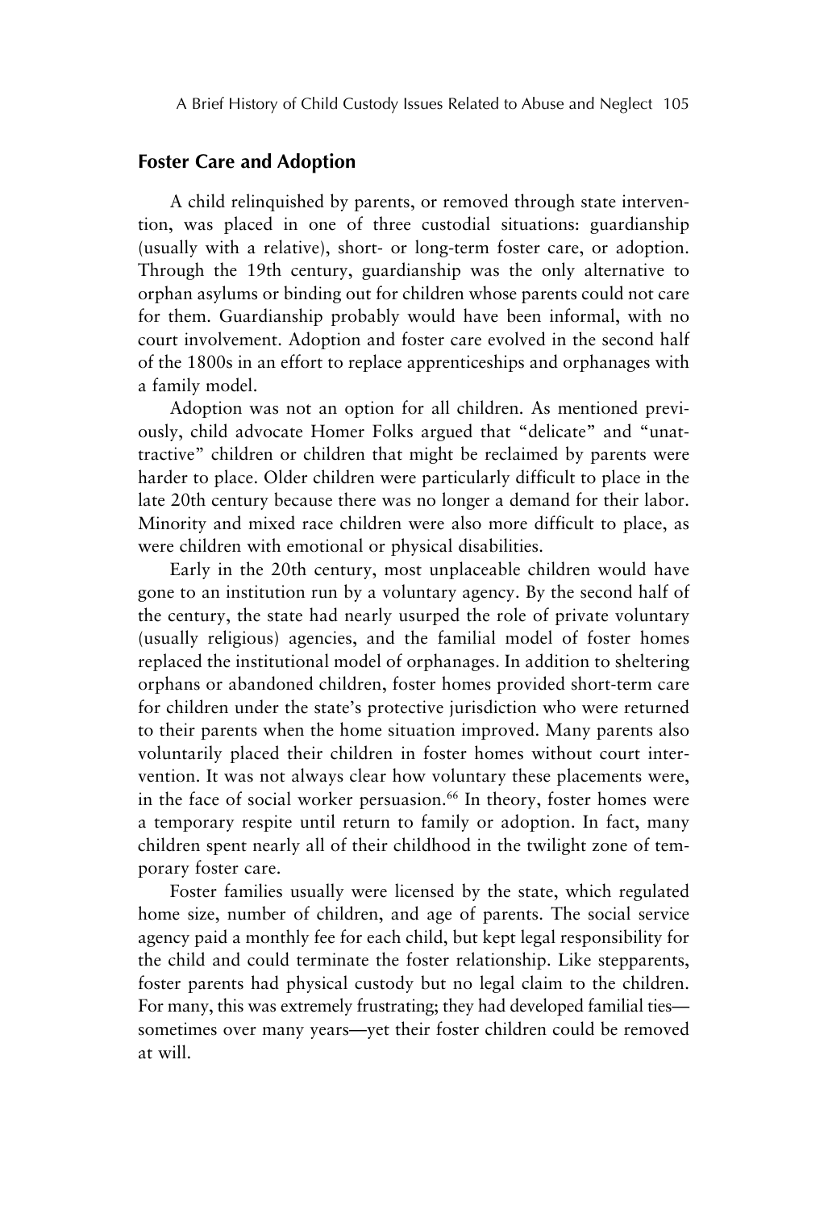## Foster Care and Adoption

A child relinquished by parents, or removed through state intervention, was placed in one of three custodial situations: guardianship (usually with a relative), short- or long-term foster care, or adoption. Through the 19th century, guardianship was the only alternative to orphan asylums or binding out for children whose parents could not care for them. Guardianship probably would have been informal, with no court involvement. Adoption and foster care evolved in the second half of the 1800s in an effort to replace apprenticeships and orphanages with a family model.

Adoption was not an option for all children. As mentioned previously, child advocate Homer Folks argued that "delicate" and "unattractive" children or children that might be reclaimed by parents were harder to place. Older children were particularly difficult to place in the late 20th century because there was no longer a demand for their labor. Minority and mixed race children were also more difficult to place, as were children with emotional or physical disabilities.

Early in the 20th century, most unplaceable children would have gone to an institution run by a voluntary agency. By the second half of the century, the state had nearly usurped the role of private voluntary (usually religious) agencies, and the familial model of foster homes replaced the institutional model of orphanages. In addition to sheltering orphans or abandoned children, foster homes provided short-term care for children under the state's protective jurisdiction who were returned to their parents when the home situation improved. Many parents also voluntarily placed their children in foster homes without court intervention. It was not always clear how voluntary these placements were, in the face of social worker persuasion.[66] In theory, foster homes were a temporary respite until return to family or adoption. In fact, many children spent nearly all of their childhood in the twilight zone of temporary foster care.

Foster families usually were licensed by the state, which regulated home size, number of children, and age of parents. The social service agency paid a monthly fee for each child, but kept legal responsibility for the child and could terminate the foster relationship. Like stepparents, foster parents had physical custody but no legal claim to the children. For many, this was extremely frustrating; they had developed familial ties—sometimes over many years—yet their foster children could be removed at will.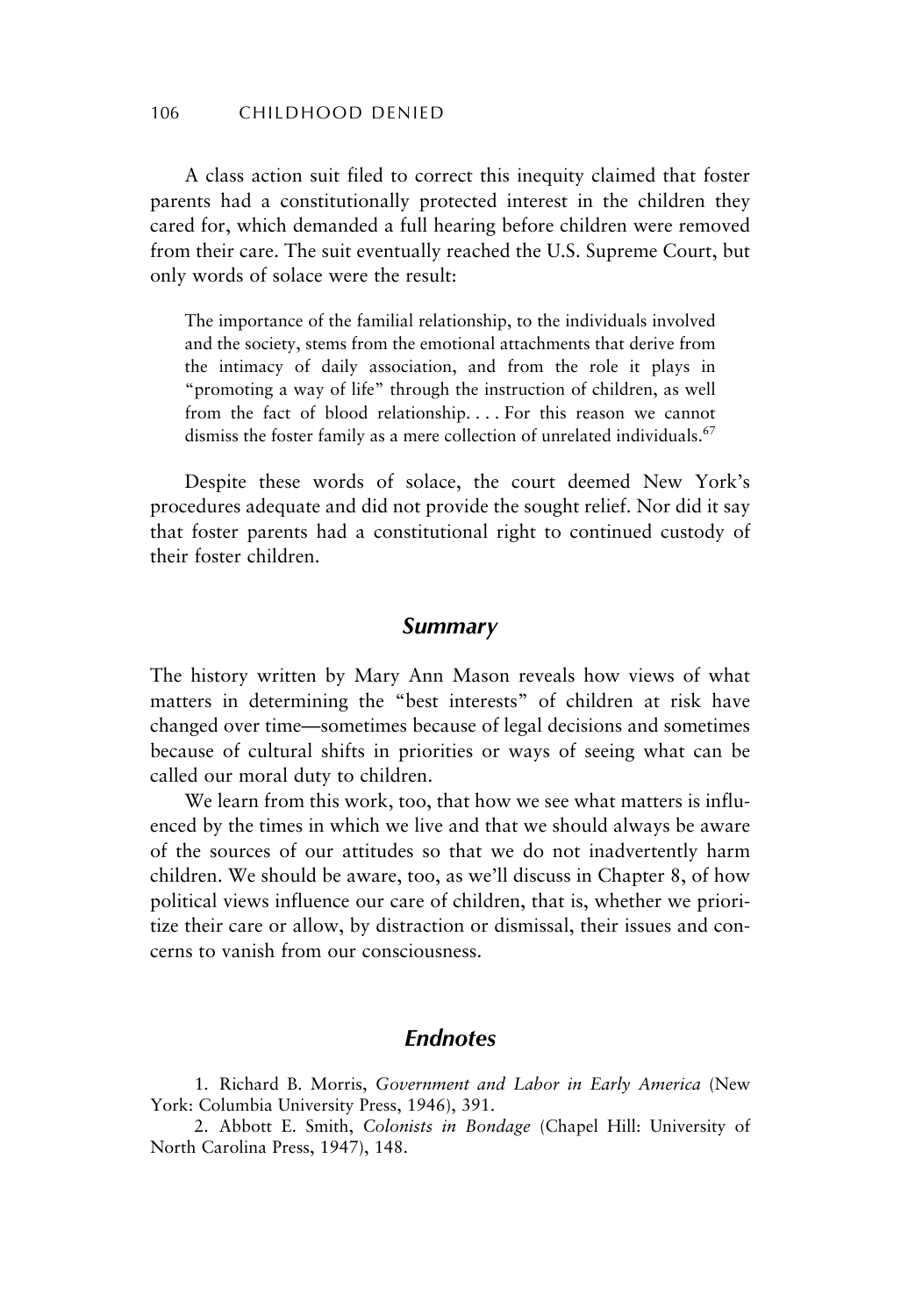A class action suit filed to correct this inequity claimed that foster parents had a constitutionally protected interest in the children they cared for, which demanded a full hearing before children were removed from their care. The suit eventually reached the U.S. Supreme Court, but only words of solace were the result:

> The importance of the familial relationship, to the individuals involved and the society, stems from the emotional attachments that derive from the intimacy of daily association, and from the role it plays in "promoting a way of life" through the instruction of children, as well from the fact of blood relationship. . . . For this reason we cannot dismiss the foster family as a mere collection of unrelated individuals.[67]

Despite these words of solace, the court deemed New York's procedures adequate and did not provide the sought relief. Nor did it say that foster parents had a constitutional right to continued custody of their foster children.

## *Summary*

The history written by Mary Ann Mason reveals how views of what matters in determining the "best interests" of children at risk have changed over time—sometimes because of legal decisions and sometimes because of cultural shifts in priorities or ways of seeing what can be called our moral duty to children.

We learn from this work, too, that how we see what matters is influenced by the times in which we live and that we should always be aware of the sources of our attitudes so that we do not inadvertently harm children. We should be aware, too, as we'll discuss in Chapter 8, of how political views influence our care of children, that is, whether we prioritize their care or allow, by distraction or dismissal, their issues and concerns to vanish from our consciousness.

## *Endnotes*

1. Richard B. Morris, *Government and Labor in Early America* (New York: Columbia University Press, 1946), 391.
2. Abbott E. Smith, *Colonists in Bondage* (Chapel Hill: University of North Carolina Press, 1947), 148.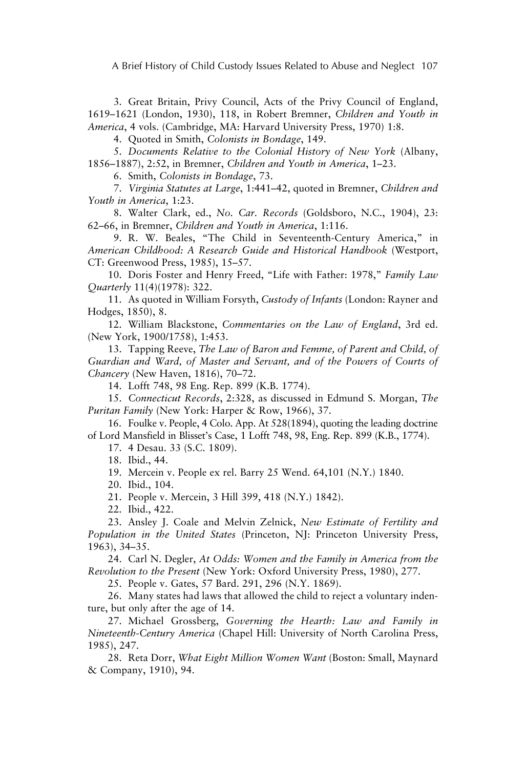3. Great Britain, Privy Council, Acts of the Privy Council of England, 1619–1621 (London, 1930), 118, in Robert Bremner, *Children and Youth in America*, 4 vols. (Cambridge, MA: Harvard University Press, 1970) 1:8.

4. Quoted in Smith, *Colonists in Bondage*, 149.

5. *Documents Relative to the Colonial History of New York* (Albany, 1856–1887), 2:52, in Bremner, *Children and Youth in America*, 1–23.

6. Smith, *Colonists in Bondage*, 73.

7. *Virginia Statutes at Large*, 1:441–42, quoted in Bremner, *Children and Youth in America*, 1:23.

8. Walter Clark, ed., *No. Car. Records* (Goldsboro, N.C., 1904), 23: 62–66, in Bremner, *Children and Youth in America*, 1:116.

9. R. W. Beales, "The Child in Seventeenth-Century America," in *American Childhood: A Research Guide and Historical Handbook* (Westport, CT: Greenwood Press, 1985), 15–57.

10. Doris Foster and Henry Freed, "Life with Father: 1978," *Family Law Quarterly* 11(4)(1978): 322.

11. As quoted in William Forsyth, *Custody of Infants* (London: Rayner and Hodges, 1850), 8.

12. William Blackstone, *Commentaries on the Law of England*, 3rd ed. (New York, 1900/1758), 1:453.

13. Tapping Reeve, *The Law of Baron and Femme, of Parent and Child, of Guardian and Ward, of Master and Servant, and of the Powers of Courts of Chancery* (New Haven, 1816), 70–72.

14. Lofft 748, 98 Eng. Rep. 899 (K.B. 1774).

15. *Connecticut Records*, 2:328, as discussed in Edmund S. Morgan, *The Puritan Family* (New York: Harper & Row, 1966), 37.

16. Foulke v. People, 4 Colo. App. At 528(1894), quoting the leading doctrine of Lord Mansfield in Blisset's Case, 1 Lofft 748, 98, Eng. Rep. 899 (K.B., 1774).

17. 4 Desau. 33 (S.C. 1809).

18. Ibid., 44.

19. Mercein v. People ex rel. Barry 25 Wend. 64,101 (N.Y.) 1840.

20. Ibid., 104.

21. People v. Mercein, 3 Hill 399, 418 (N.Y.) 1842).

22. Ibid., 422.

23. Ansley J. Coale and Melvin Zelnick, *New Estimate of Fertility and Population in the United States* (Princeton, NJ: Princeton University Press, 1963), 34–35.

24. Carl N. Degler, *At Odds: Women and the Family in America from the Revolution to the Present* (New York: Oxford University Press, 1980), 277.

25. People v. Gates, 57 Bard. 291, 296 (N.Y. 1869).

26. Many states had laws that allowed the child to reject a voluntary indenture, but only after the age of 14.

27. Michael Grossberg, *Governing the Hearth: Law and Family in Nineteenth-Century America* (Chapel Hill: University of North Carolina Press, 1985), 247.

28. Reta Dorr, *What Eight Million Women Want* (Boston: Small, Maynard & Company, 1910), 94.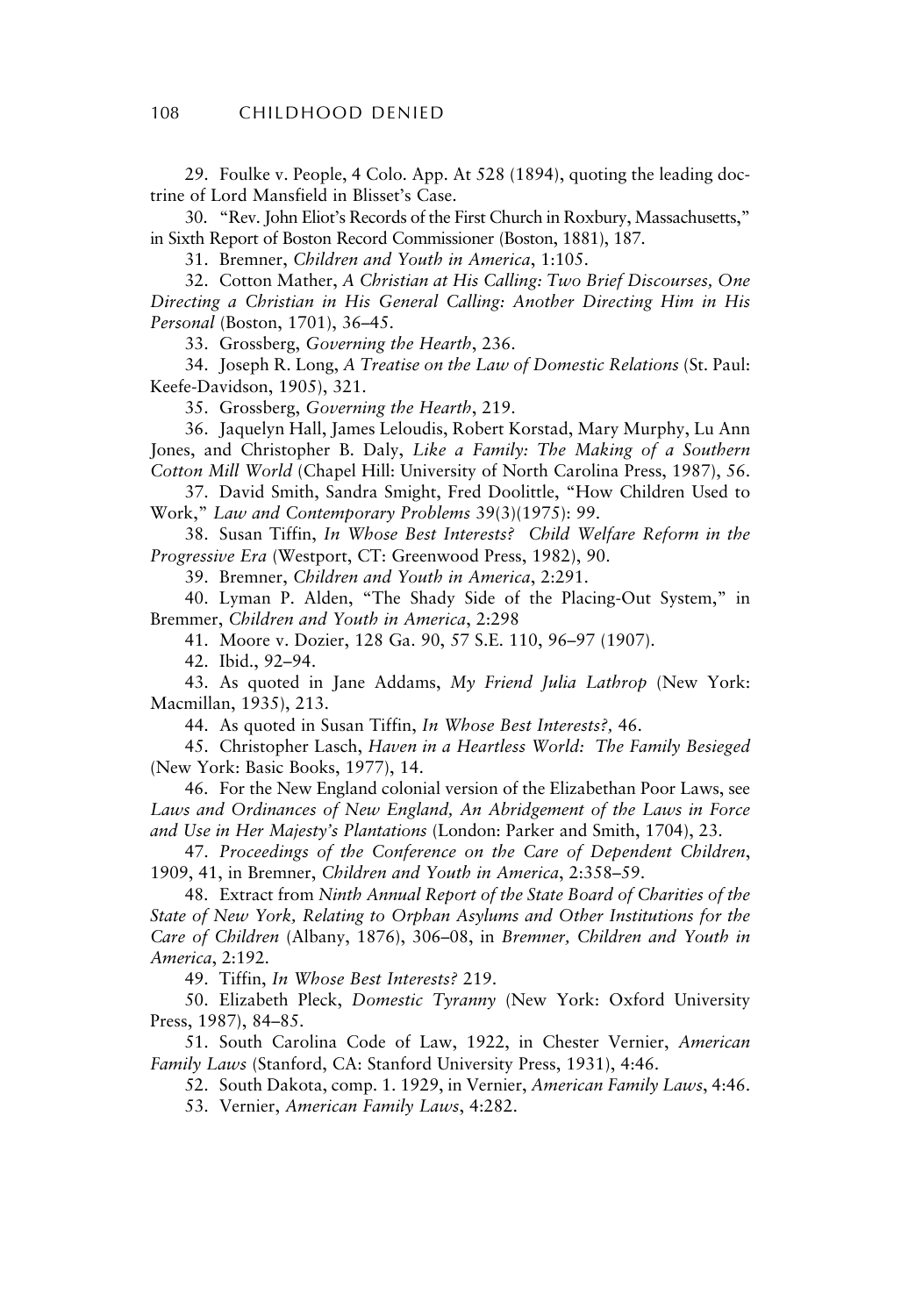29. Foulke v. People, 4 Colo. App. At 528 (1894), quoting the leading doctrine of Lord Mansfield in Blisset's Case.

30. "Rev. John Eliot's Records of the First Church in Roxbury, Massachusetts," in Sixth Report of Boston Record Commissioner (Boston, 1881), 187.

31. Bremner, *Children and Youth in America*, 1:105.

32. Cotton Mather, *A Christian at His Calling: Two Brief Discourses, One Directing a Christian in His General Calling: Another Directing Him in His Personal* (Boston, 1701), 36–45.

33. Grossberg, *Governing the Hearth*, 236.

34. Joseph R. Long, *A Treatise on the Law of Domestic Relations* (St. Paul: Keefe-Davidson, 1905), 321.

35. Grossberg, *Governing the Hearth*, 219.

36. Jaquelyn Hall, James Leloudis, Robert Korstad, Mary Murphy, Lu Ann Jones, and Christopher B. Daly, *Like a Family: The Making of a Southern Cotton Mill World* (Chapel Hill: University of North Carolina Press, 1987), 56.

37. David Smith, Sandra Smight, Fred Doolittle, "How Children Used to Work," *Law and Contemporary Problems* 39(3)(1975): 99.

38. Susan Tiffin, *In Whose Best Interests? Child Welfare Reform in the Progressive Era* (Westport, CT: Greenwood Press, 1982), 90.

39. Bremner, *Children and Youth in America*, 2:291.

40. Lyman P. Alden, "The Shady Side of the Placing-Out System," in Bremmer, *Children and Youth in America*, 2:298

41. Moore v. Dozier, 128 Ga. 90, 57 S.E. 110, 96–97 (1907).

42. Ibid., 92–94.

43. As quoted in Jane Addams, *My Friend Julia Lathrop* (New York: Macmillan, 1935), 213.

44. As quoted in Susan Tiffin, *In Whose Best Interests?,* 46.

45. Christopher Lasch, *Haven in a Heartless World: The Family Besieged* (New York: Basic Books, 1977), 14.

46. For the New England colonial version of the Elizabethan Poor Laws, see *Laws and Ordinances of New England, An Abridgement of the Laws in Force and Use in Her Majesty's Plantations* (London: Parker and Smith, 1704), 23.

47. *Proceedings of the Conference on the Care of Dependent Children*, 1909, 41, in Bremner, *Children and Youth in America*, 2:358–59.

48. Extract from *Ninth Annual Report of the State Board of Charities of the State of New York, Relating to Orphan Asylums and Other Institutions for the Care of Children* (Albany, 1876), 306–08, in *Bremner, Children and Youth in America*, 2:192.

49. Tiffin, *In Whose Best Interests?* 219.

50. Elizabeth Pleck, *Domestic Tyranny* (New York: Oxford University Press, 1987), 84–85.

51. South Carolina Code of Law, 1922, in Chester Vernier, *American Family Laws* (Stanford, CA: Stanford University Press, 1931), 4:46.

52. South Dakota, comp. 1. 1929, in Vernier, *American Family Laws*, 4:46.

53. Vernier, *American Family Laws*, 4:282.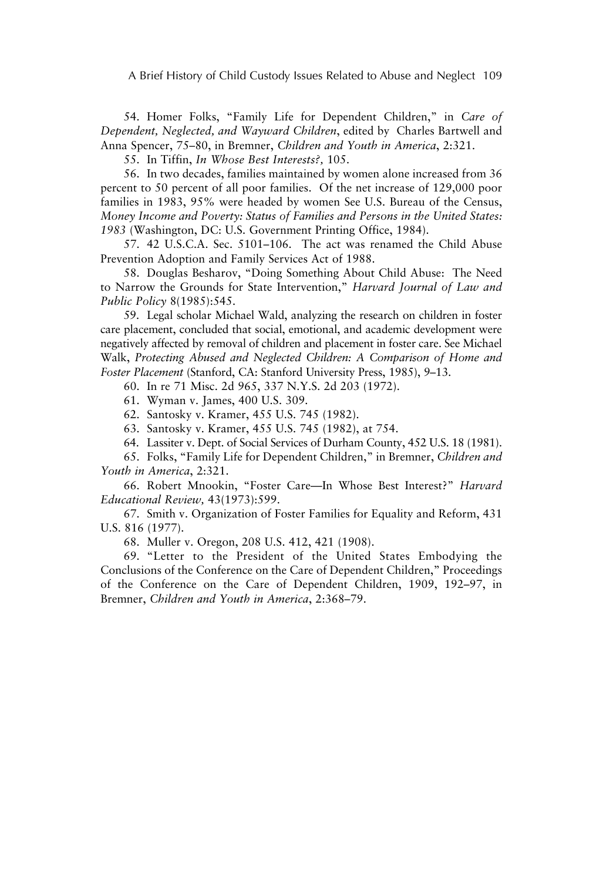54. Homer Folks, "Family Life for Dependent Children," in *Care of Dependent, Neglected, and Wayward Children*, edited by Charles Bartwell and Anna Spencer, 75–80, in Bremner, *Children and Youth in America*, 2:321.

55. In Tiffin, *In Whose Best Interests?*, 105.

56. In two decades, families maintained by women alone increased from 36 percent to 50 percent of all poor families. Of the net increase of 129,000 poor families in 1983, 95% were headed by women See U.S. Bureau of the Census, *Money Income and Poverty: Status of Families and Persons in the United States: 1983* (Washington, DC: U.S. Government Printing Office, 1984).

57. 42 U.S.C.A. Sec. 5101–106. The act was renamed the Child Abuse Prevention Adoption and Family Services Act of 1988.

58. Douglas Besharov, "Doing Something About Child Abuse: The Need to Narrow the Grounds for State Intervention," *Harvard Journal of Law and Public Policy* 8(1985):545.

59. Legal scholar Michael Wald, analyzing the research on children in foster care placement, concluded that social, emotional, and academic development were negatively affected by removal of children and placement in foster care. See Michael Walk, *Protecting Abused and Neglected Children: A Comparison of Home and Foster Placement* (Stanford, CA: Stanford University Press, 1985), 9–13.

60. In re 71 Misc. 2d 965, 337 N.Y.S. 2d 203 (1972).

61. Wyman v. James, 400 U.S. 309.

62. Santosky v. Kramer, 455 U.S. 745 (1982).

63. Santosky v. Kramer, 455 U.S. 745 (1982), at 754.

64. Lassiter v. Dept. of Social Services of Durham County, 452 U.S. 18 (1981).

65. Folks, "Family Life for Dependent Children," in Bremner, *Children and Youth in America*, 2:321.

66. Robert Mnookin, "Foster Care—In Whose Best Interest?" *Harvard Educational Review,* 43(1973):599.

67. Smith v. Organization of Foster Families for Equality and Reform, 431 U.S. 816 (1977).

68. Muller v. Oregon, 208 U.S. 412, 421 (1908).

69. "Letter to the President of the United States Embodying the Conclusions of the Conference on the Care of Dependent Children," Proceedings of the Conference on the Care of Dependent Children, 1909, 192–97, in Bremner, *Children and Youth in America*, 2:368–79.